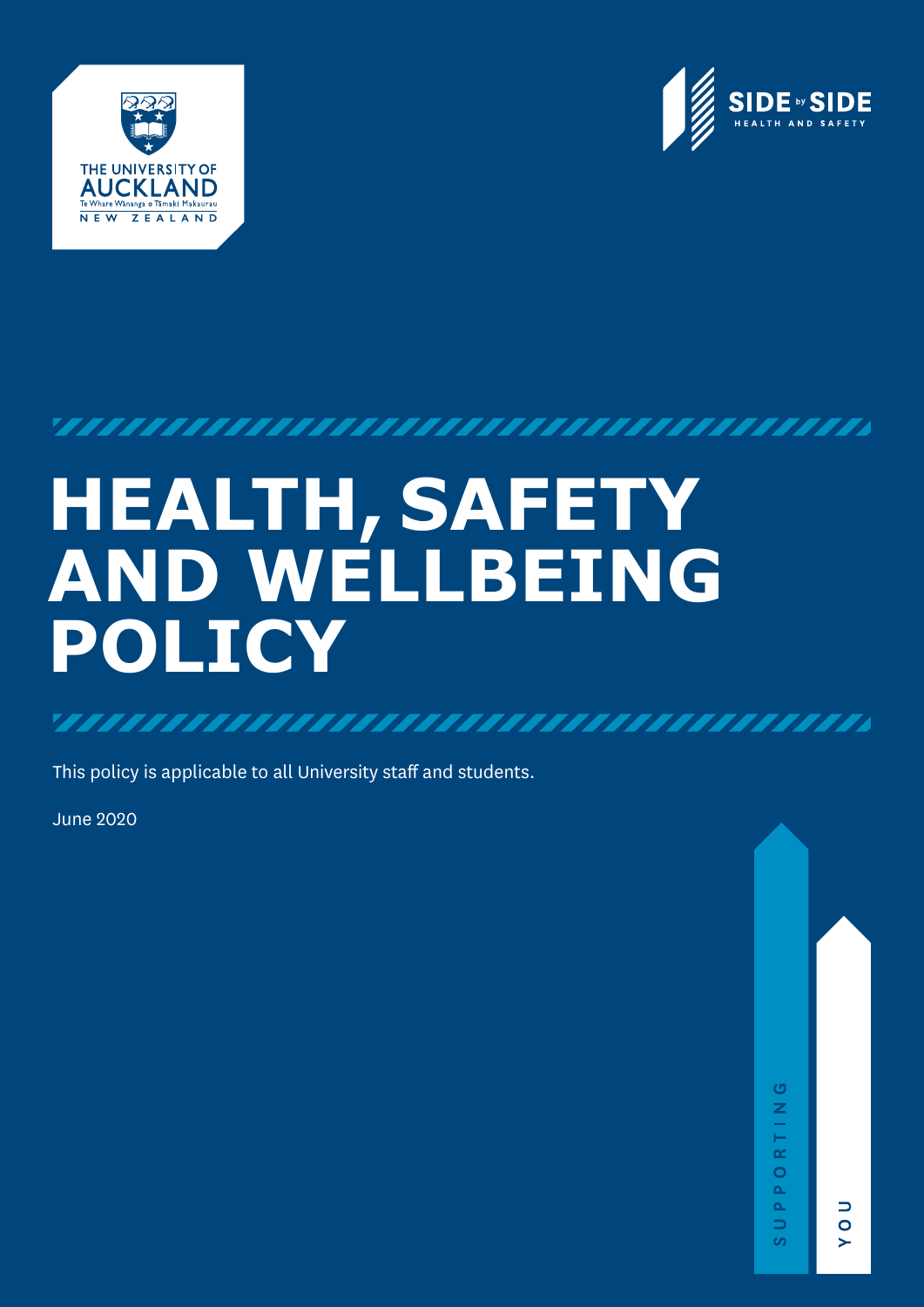THE UNIVERSITY OF AUCKLAND
Te Whare Wānanga o Tāmaki Makaurau
NEW ZEALAND

SIDE by SIDE
HEALTH AND SAFETY

# HEALTH, SAFETY AND WELLBEING POLICY

This policy is applicable to all University staff and students.

June 2020

SUPPORTING YOU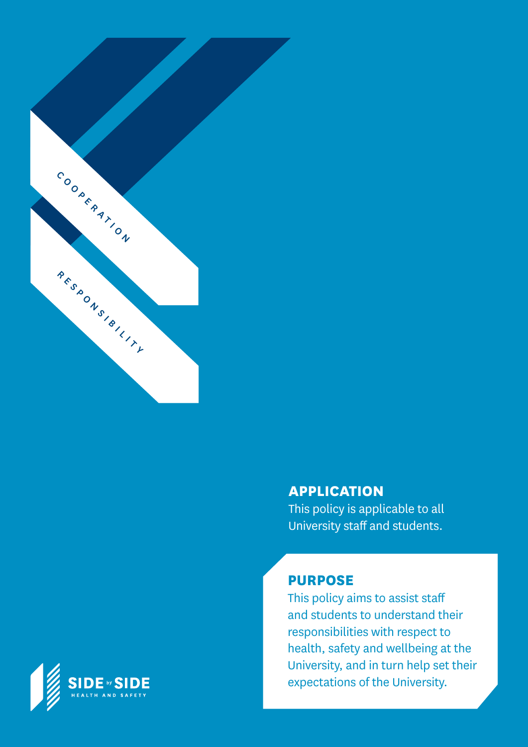COOPERATION

RESPONSIBILITY

## APPLICATION

This policy is applicable to all University staff and students.

## PURPOSE

This policy aims to assist staff and students to understand their responsibilities with respect to health, safety and wellbeing at the University, and in turn help set their expectations of the University.

SIDE by SIDE HEALTH AND SAFETY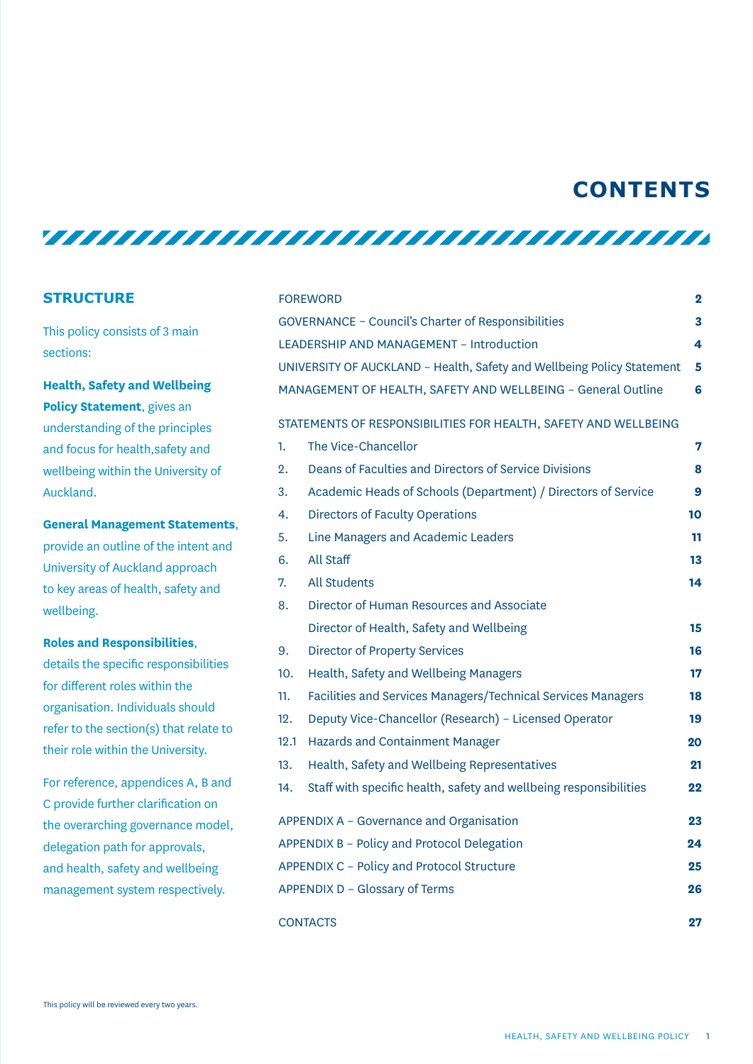# CONTENTS

## STRUCTURE

This policy consists of 3 main sections:

**Health, Safety and Wellbeing Policy Statement**, gives an understanding of the principles and focus for health,safety and wellbeing within the University of Auckland.

**General Management Statements**, provide an outline of the intent and University of Auckland approach to key areas of health, safety and wellbeing.

**Roles and Responsibilities**, details the specific responsibilities for different roles within the organisation. Individuals should refer to the section(s) that relate to their role within the University.

For reference, appendices A, B and C provide further clarification on the overarching governance model, delegation path for approvals, and health, safety and wellbeing management system respectively.

| | | |
|---|---|---|
| FOREWORD | | **2** |
| GOVERNANCE – Council's Charter of Responsibilities | | **3** |
| LEADERSHIP AND MANAGEMENT – Introduction | | **4** |
| UNIVERSITY OF AUCKLAND – Health, Safety and Wellbeing Policy Statement | | **5** |
| MANAGEMENT OF HEALTH, SAFETY AND WELLBEING – General Outline | | **6** |
| STATEMENTS OF RESPONSIBILITIES FOR HEALTH, SAFETY AND WELLBEING | | |
| 1. | The Vice-Chancellor | **7** |
| 2. | Deans of Faculties and Directors of Service Divisions | **8** |
| 3. | Academic Heads of Schools (Department) / Directors of Service | **9** |
| 4. | Directors of Faculty Operations | **10** |
| 5. | Line Managers and Academic Leaders | **11** |
| 6. | All Staff | **13** |
| 7. | All Students | **14** |
| 8. | Director of Human Resources and Associate Director of Health, Safety and Wellbeing | **15** |
| 9. | Director of Property Services | **16** |
| 10. | Health, Safety and Wellbeing Managers | **17** |
| 11. | Facilities and Services Managers/Technical Services Managers | **18** |
| 12. | Deputy Vice-Chancellor (Research) – Licensed Operator | **19** |
| 12.1 | Hazards and Containment Manager | **20** |
| 13. | Health, Safety and Wellbeing Representatives | **21** |
| 14. | Staff with specific health, safety and wellbeing responsibilities | **22** |
| APPENDIX A – Governance and Organisation | | **23** |
| APPENDIX B – Policy and Protocol Delegation | | **24** |
| APPENDIX C – Policy and Protocol Structure | | **25** |
| APPENDIX D – Glossary of Terms | | **26** |
| CONTACTS | | **27** |

This policy will be reviewed every two years.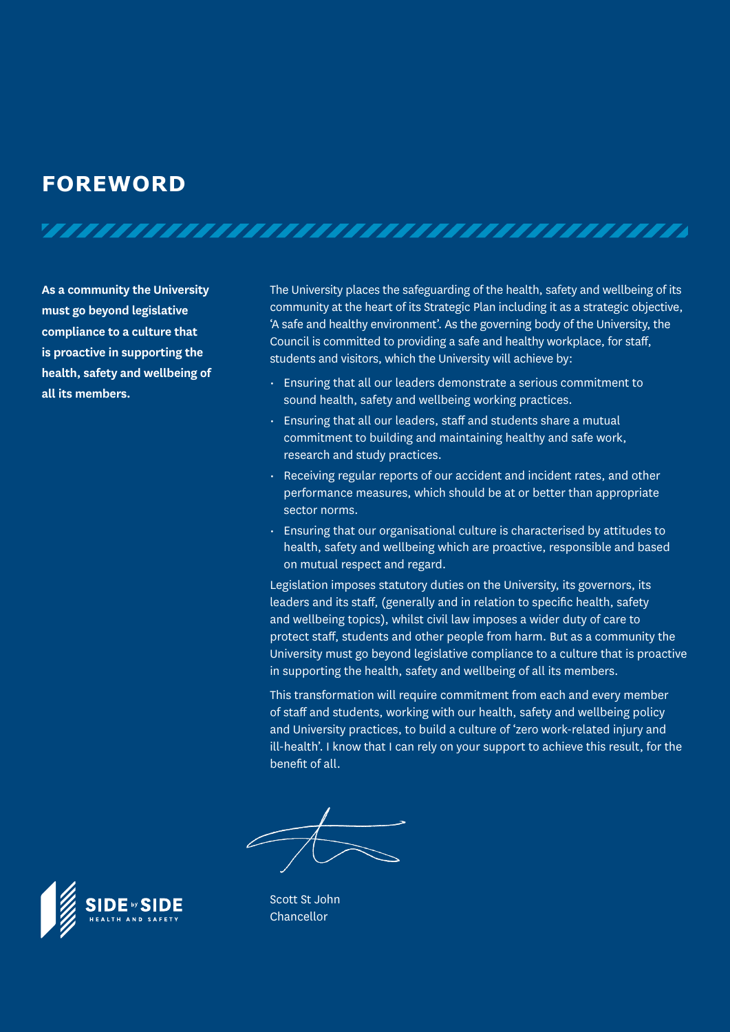# FOREWORD

**As a community the University must go beyond legislative compliance to a culture that is proactive in supporting the health, safety and wellbeing of all its members.**

The University places the safeguarding of the health, safety and wellbeing of its community at the heart of its Strategic Plan including it as a strategic objective, 'A safe and healthy environment'. As the governing body of the University, the Council is committed to providing a safe and healthy workplace, for staff, students and visitors, which the University will achieve by:

- Ensuring that all our leaders demonstrate a serious commitment to sound health, safety and wellbeing working practices.
- Ensuring that all our leaders, staff and students share a mutual commitment to building and maintaining healthy and safe work, research and study practices.
- Receiving regular reports of our accident and incident rates, and other performance measures, which should be at or better than appropriate sector norms.
- Ensuring that our organisational culture is characterised by attitudes to health, safety and wellbeing which are proactive, responsible and based on mutual respect and regard.

Legislation imposes statutory duties on the University, its governors, its leaders and its staff, (generally and in relation to specific health, safety and wellbeing topics), whilst civil law imposes a wider duty of care to protect staff, students and other people from harm. But as a community the University must go beyond legislative compliance to a culture that is proactive in supporting the health, safety and wellbeing of all its members.

This transformation will require commitment from each and every member of staff and students, working with our health, safety and wellbeing policy and University practices, to build a culture of 'zero work-related injury and ill-health'. I know that I can rely on your support to achieve this result, for the benefit of all.

Scott St John
Chancellor

SIDE by SIDE
HEALTH AND SAFETY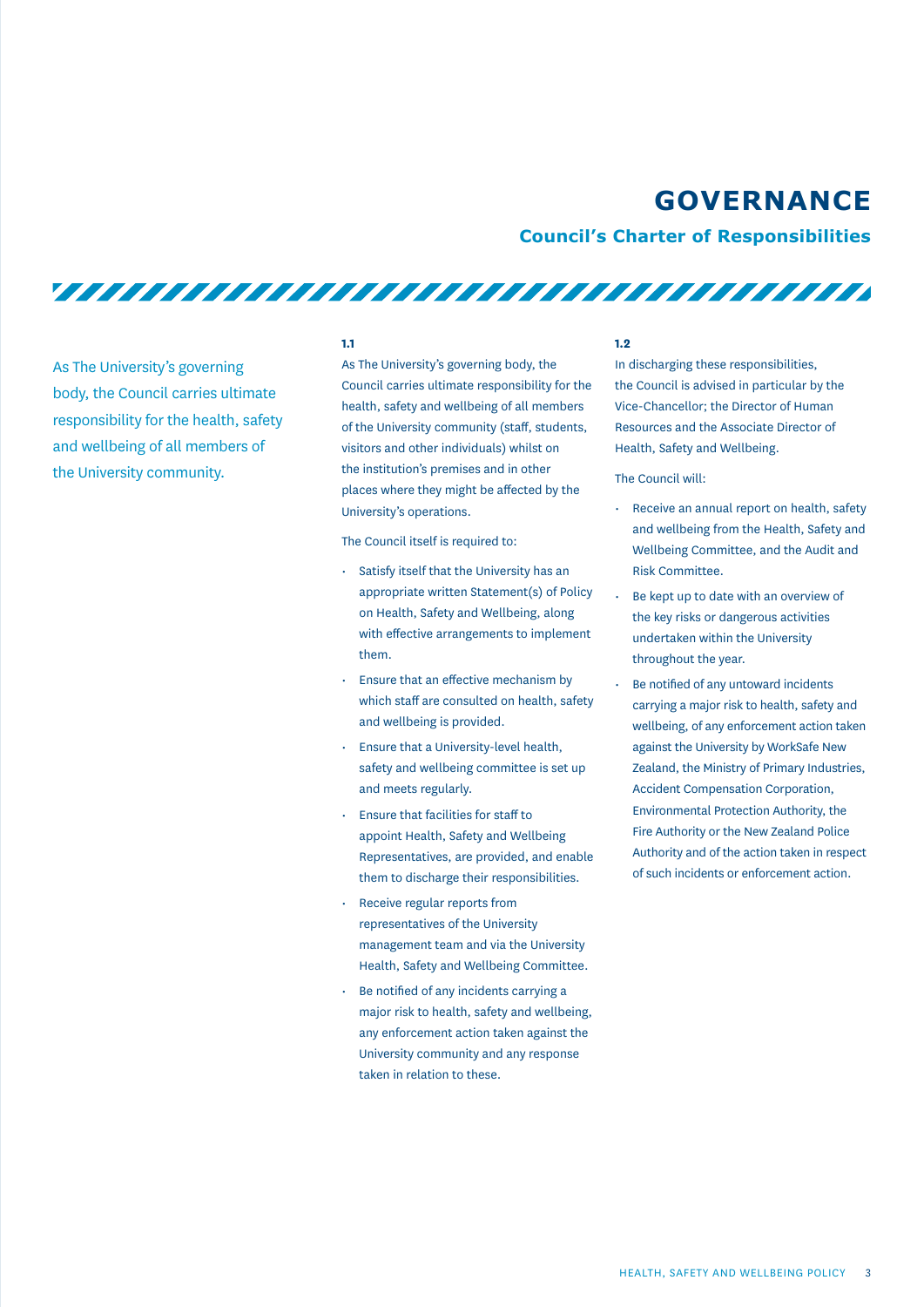# GOVERNANCE

## Council's Charter of Responsibilities

As The University's governing body, the Council carries ultimate responsibility for the health, safety and wellbeing of all members of the University community.

**1.1**

As The University's governing body, the Council carries ultimate responsibility for the health, safety and wellbeing of all members of the University community (staff, students, visitors and other individuals) whilst on the institution's premises and in other places where they might be affected by the University's operations.

The Council itself is required to:

- Satisfy itself that the University has an appropriate written Statement(s) of Policy on Health, Safety and Wellbeing, along with effective arrangements to implement them.
- Ensure that an effective mechanism by which staff are consulted on health, safety and wellbeing is provided.
- Ensure that a University-level health, safety and wellbeing committee is set up and meets regularly.
- Ensure that facilities for staff to appoint Health, Safety and Wellbeing Representatives, are provided, and enable them to discharge their responsibilities.
- Receive regular reports from representatives of the University management team and via the University Health, Safety and Wellbeing Committee.
- Be notified of any incidents carrying a major risk to health, safety and wellbeing, any enforcement action taken against the University community and any response taken in relation to these.

**1.2**

In discharging these responsibilities, the Council is advised in particular by the Vice-Chancellor; the Director of Human Resources and the Associate Director of Health, Safety and Wellbeing.

The Council will:

- Receive an annual report on health, safety and wellbeing from the Health, Safety and Wellbeing Committee, and the Audit and Risk Committee.
- Be kept up to date with an overview of the key risks or dangerous activities undertaken within the University throughout the year.
- Be notified of any untoward incidents carrying a major risk to health, safety and wellbeing, of any enforcement action taken against the University by WorkSafe New Zealand, the Ministry of Primary Industries, Accident Compensation Corporation, Environmental Protection Authority, the Fire Authority or the New Zealand Police Authority and of the action taken in respect of such incidents or enforcement action.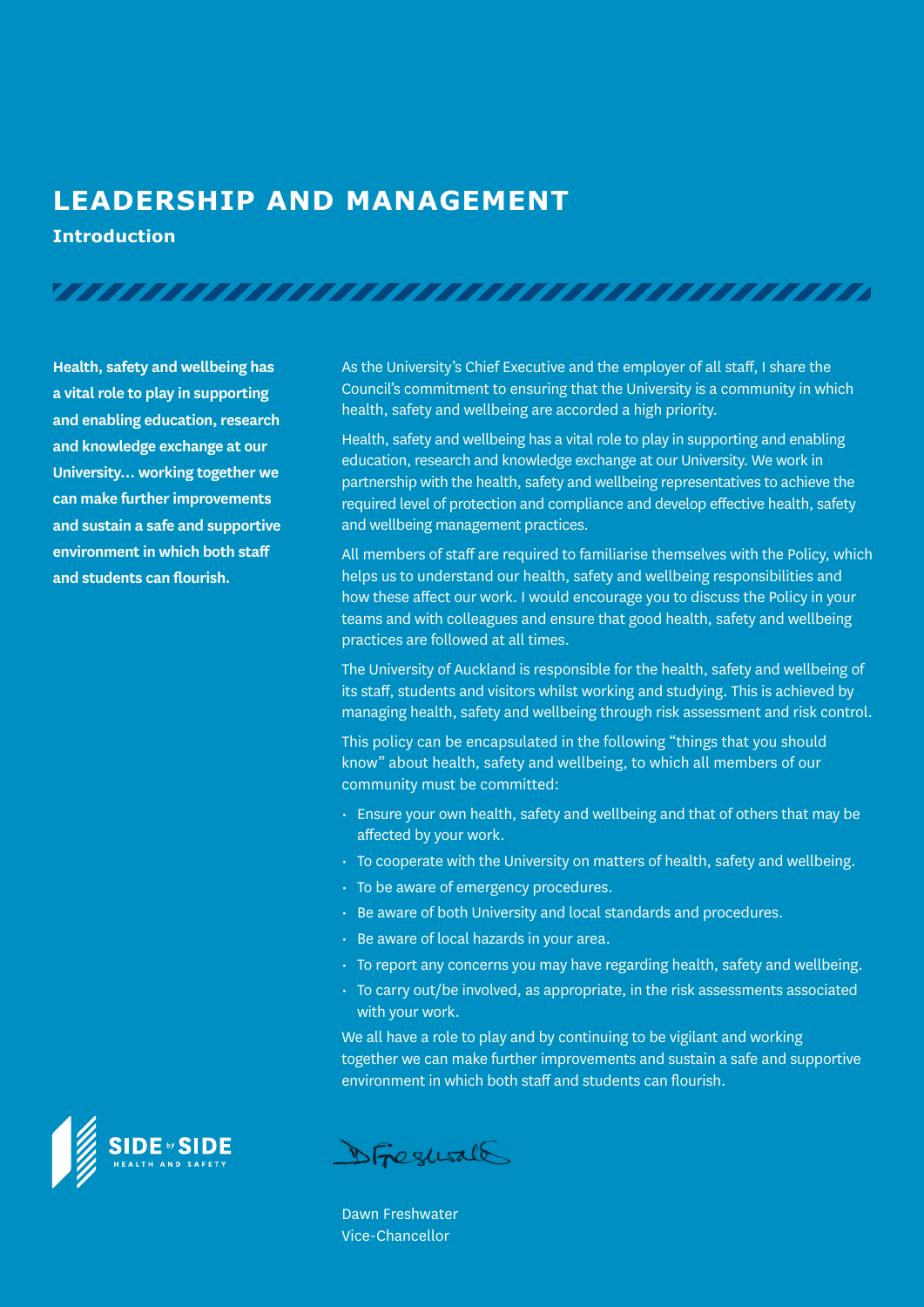# LEADERSHIP AND MANAGEMENT

## Introduction

**Health, safety and wellbeing has a vital role to play in supporting and enabling education, research and knowledge exchange at our University… working together we can make further improvements and sustain a safe and supportive environment in which both staff and students can flourish.**

As the University's Chief Executive and the employer of all staff, I share the Council's commitment to ensuring that the University is a community in which health, safety and wellbeing are accorded a high priority.

Health, safety and wellbeing has a vital role to play in supporting and enabling education, research and knowledge exchange at our University. We work in partnership with the health, safety and wellbeing representatives to achieve the required level of protection and compliance and develop effective health, safety and wellbeing management practices.

All members of staff are required to familiarise themselves with the Policy, which helps us to understand our health, safety and wellbeing responsibilities and how these affect our work. I would encourage you to discuss the Policy in your teams and with colleagues and ensure that good health, safety and wellbeing practices are followed at all times.

The University of Auckland is responsible for the health, safety and wellbeing of its staff, students and visitors whilst working and studying. This is achieved by managing health, safety and wellbeing through risk assessment and risk control.

This policy can be encapsulated in the following "things that you should know" about health, safety and wellbeing, to which all members of our community must be committed:

- Ensure your own health, safety and wellbeing and that of others that may be affected by your work.
- To cooperate with the University on matters of health, safety and wellbeing.
- To be aware of emergency procedures.
- Be aware of both University and local standards and procedures.
- Be aware of local hazards in your area.
- To report any concerns you may have regarding health, safety and wellbeing.
- To carry out/be involved, as appropriate, in the risk assessments associated with your work.

We all have a role to play and by continuing to be vigilant and working together we can make further improvements and sustain a safe and supportive environment in which both staff and students can flourish.

SIDE by SIDE
HEALTH AND SAFETY

Dawn Freshwater
Vice-Chancellor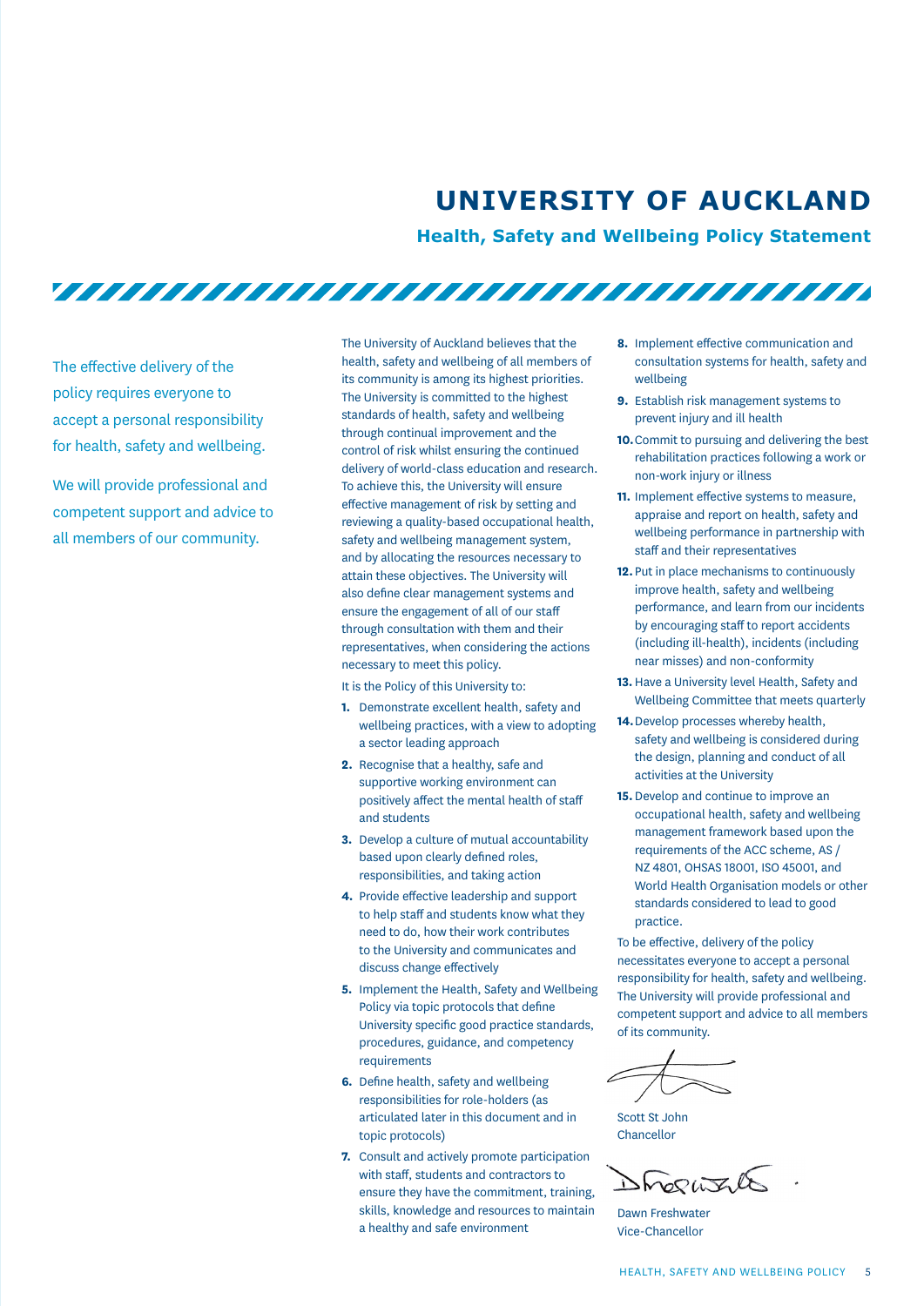# UNIVERSITY OF AUCKLAND

## Health, Safety and Wellbeing Policy Statement

The effective delivery of the policy requires everyone to accept a personal responsibility for health, safety and wellbeing.

We will provide professional and competent support and advice to all members of our community.

The University of Auckland believes that the health, safety and wellbeing of all members of its community is among its highest priorities. The University is committed to the highest standards of health, safety and wellbeing through continual improvement and the control of risk whilst ensuring the continued delivery of world-class education and research. To achieve this, the University will ensure effective management of risk by setting and reviewing a quality-based occupational health, safety and wellbeing management system, and by allocating the resources necessary to attain these objectives. The University will also define clear management systems and ensure the engagement of all of our staff through consultation with them and their representatives, when considering the actions necessary to meet this policy.

It is the Policy of this University to:

1. Demonstrate excellent health, safety and wellbeing practices, with a view to adopting a sector leading approach
2. Recognise that a healthy, safe and supportive working environment can positively affect the mental health of staff and students
3. Develop a culture of mutual accountability based upon clearly defined roles, responsibilities, and taking action
4. Provide effective leadership and support to help staff and students know what they need to do, how their work contributes to the University and communicates and discuss change effectively
5. Implement the Health, Safety and Wellbeing Policy via topic protocols that define University specific good practice standards, procedures, guidance, and competency requirements
6. Define health, safety and wellbeing responsibilities for role-holders (as articulated later in this document and in topic protocols)
7. Consult and actively promote participation with staff, students and contractors to ensure they have the commitment, training, skills, knowledge and resources to maintain a healthy and safe environment
8. Implement effective communication and consultation systems for health, safety and wellbeing
9. Establish risk management systems to prevent injury and ill health
10. Commit to pursuing and delivering the best rehabilitation practices following a work or non-work injury or illness
11. Implement effective systems to measure, appraise and report on health, safety and wellbeing performance in partnership with staff and their representatives
12. Put in place mechanisms to continuously improve health, safety and wellbeing performance, and learn from our incidents by encouraging staff to report accidents (including ill-health), incidents (including near misses) and non-conformity
13. Have a University level Health, Safety and Wellbeing Committee that meets quarterly
14. Develop processes whereby health, safety and wellbeing is considered during the design, planning and conduct of all activities at the University
15. Develop and continue to improve an occupational health, safety and wellbeing management framework based upon the requirements of the ACC scheme, AS / NZ 4801, OHSAS 18001, ISO 45001, and World Health Organisation models or other standards considered to lead to good practice.

To be effective, delivery of the policy necessitates everyone to accept a personal responsibility for health, safety and wellbeing. The University will provide professional and competent support and advice to all members of its community.

Scott St John
Chancellor

Dawn Freshwater
Vice-Chancellor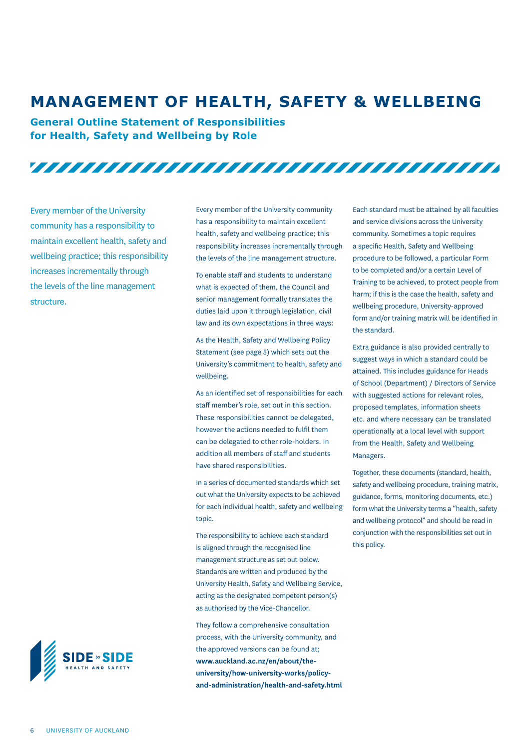# MANAGEMENT OF HEALTH, SAFETY & WELLBEING

## General Outline Statement of Responsibilities for Health, Safety and Wellbeing by Role

Every member of the University community has a responsibility to maintain excellent health, safety and wellbeing practice; this responsibility increases incrementally through the levels of the line management structure.

Every member of the University community has a responsibility to maintain excellent health, safety and wellbeing practice; this responsibility increases incrementally through the levels of the line management structure.

To enable staff and students to understand what is expected of them, the Council and senior management formally translates the duties laid upon it through legislation, civil law and its own expectations in three ways:

As the Health, Safety and Wellbeing Policy Statement (see page 5) which sets out the University's commitment to health, safety and wellbeing.

As an identified set of responsibilities for each staff member's role, set out in this section. These responsibilities cannot be delegated, however the actions needed to fulfil them can be delegated to other role-holders. In addition all members of staff and students have shared responsibilities.

In a series of documented standards which set out what the University expects to be achieved for each individual health, safety and wellbeing topic.

The responsibility to achieve each standard is aligned through the recognised line management structure as set out below. Standards are written and produced by the University Health, Safety and Wellbeing Service, acting as the designated competent person(s) as authorised by the Vice-Chancellor.

They follow a comprehensive consultation process, with the University community, and the approved versions can be found at; **www.auckland.ac.nz/en/about/the-university/how-university-works/policy-and-administration/health-and-safety.html**

Each standard must be attained by all faculties and service divisions across the University community. Sometimes a topic requires a specific Health, Safety and Wellbeing procedure to be followed, a particular Form to be completed and/or a certain Level of Training to be achieved, to protect people from harm; if this is the case the health, safety and wellbeing procedure, University-approved form and/or training matrix will be identified in the standard.

Extra guidance is also provided centrally to suggest ways in which a standard could be attained. This includes guidance for Heads of School (Department) / Directors of Service with suggested actions for relevant roles, proposed templates, information sheets etc. and where necessary can be translated operationally at a local level with support from the Health, Safety and Wellbeing Managers.

Together, these documents (standard, health, safety and wellbeing procedure, training matrix, guidance, forms, monitoring documents, etc.) form what the University terms a "health, safety and wellbeing protocol" and should be read in conjunction with the responsibilities set out in this policy.

SIDE by SIDE
HEALTH AND SAFETY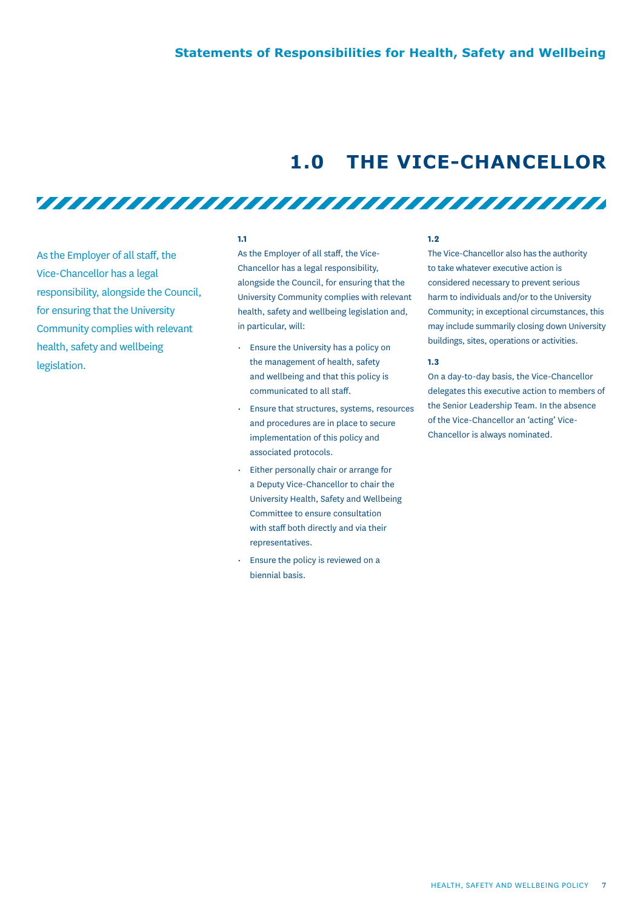## Statements of Responsibilities for Health, Safety and Wellbeing

# 1.0 THE VICE-CHANCELLOR

As the Employer of all staff, the Vice-Chancellor has a legal responsibility, alongside the Council, for ensuring that the University Community complies with relevant health, safety and wellbeing legislation.

**1.1**

As the Employer of all staff, the Vice-Chancellor has a legal responsibility, alongside the Council, for ensuring that the University Community complies with relevant health, safety and wellbeing legislation and, in particular, will:

- Ensure the University has a policy on the management of health, safety and wellbeing and that this policy is communicated to all staff.
- Ensure that structures, systems, resources and procedures are in place to secure implementation of this policy and associated protocols.
- Either personally chair or arrange for a Deputy Vice-Chancellor to chair the University Health, Safety and Wellbeing Committee to ensure consultation with staff both directly and via their representatives.
- Ensure the policy is reviewed on a biennial basis.

**1.2**

The Vice-Chancellor also has the authority to take whatever executive action is considered necessary to prevent serious harm to individuals and/or to the University Community; in exceptional circumstances, this may include summarily closing down University buildings, sites, operations or activities.

**1.3**

On a day-to-day basis, the Vice-Chancellor delegates this executive action to members of the Senior Leadership Team. In the absence of the Vice-Chancellor an 'acting' Vice-Chancellor is always nominated.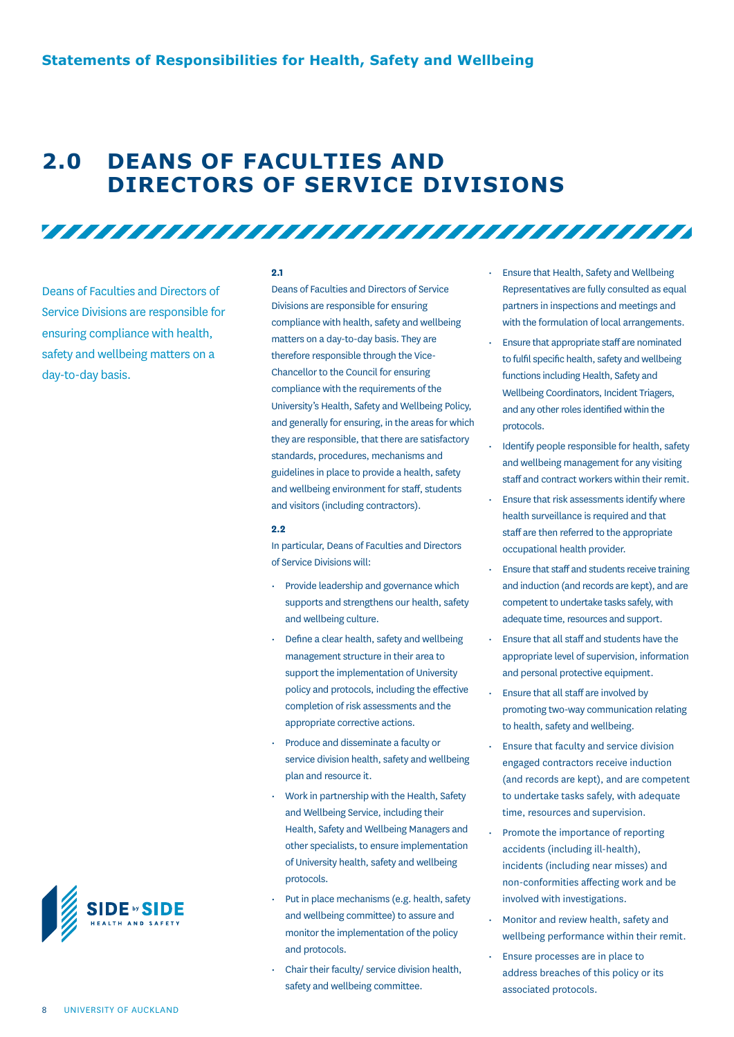## 2.0 DEANS OF FACULTIES AND DIRECTORS OF SERVICE DIVISIONS

Deans of Faculties and Directors of Service Divisions are responsible for ensuring compliance with health, safety and wellbeing matters on a day-to-day basis.

**2.1**

Deans of Faculties and Directors of Service Divisions are responsible for ensuring compliance with health, safety and wellbeing matters on a day-to-day basis. They are therefore responsible through the Vice-Chancellor to the Council for ensuring compliance with the requirements of the University's Health, Safety and Wellbeing Policy, and generally for ensuring, in the areas for which they are responsible, that there are satisfactory standards, procedures, mechanisms and guidelines in place to provide a health, safety and wellbeing environment for staff, students and visitors (including contractors).

**2.2**

In particular, Deans of Faculties and Directors of Service Divisions will:

- Provide leadership and governance which supports and strengthens our health, safety and wellbeing culture.
- Define a clear health, safety and wellbeing management structure in their area to support the implementation of University policy and protocols, including the effective completion of risk assessments and the appropriate corrective actions.
- Produce and disseminate a faculty or service division health, safety and wellbeing plan and resource it.
- Work in partnership with the Health, Safety and Wellbeing Service, including their Health, Safety and Wellbeing Managers and other specialists, to ensure implementation of University health, safety and wellbeing protocols.
- Put in place mechanisms (e.g. health, safety and wellbeing committee) to assure and monitor the implementation of the policy and protocols.
- Chair their faculty/ service division health, safety and wellbeing committee.
- Ensure that Health, Safety and Wellbeing Representatives are fully consulted as equal partners in inspections and meetings and with the formulation of local arrangements.
- Ensure that appropriate staff are nominated to fulfil specific health, safety and wellbeing functions including Health, Safety and Wellbeing Coordinators, Incident Triagers, and any other roles identified within the protocols.
- Identify people responsible for health, safety and wellbeing management for any visiting staff and contract workers within their remit.
- Ensure that risk assessments identify where health surveillance is required and that staff are then referred to the appropriate occupational health provider.
- Ensure that staff and students receive training and induction (and records are kept), and are competent to undertake tasks safely, with adequate time, resources and support.
- Ensure that all staff and students have the appropriate level of supervision, information and personal protective equipment.
- Ensure that all staff are involved by promoting two-way communication relating to health, safety and wellbeing.
- Ensure that faculty and service division engaged contractors receive induction (and records are kept), and are competent to undertake tasks safely, with adequate time, resources and supervision.
- Promote the importance of reporting accidents (including ill-health), incidents (including near misses) and non-conformities affecting work and be involved with investigations.
- Monitor and review health, safety and wellbeing performance within their remit.
- Ensure processes are in place to address breaches of this policy or its associated protocols.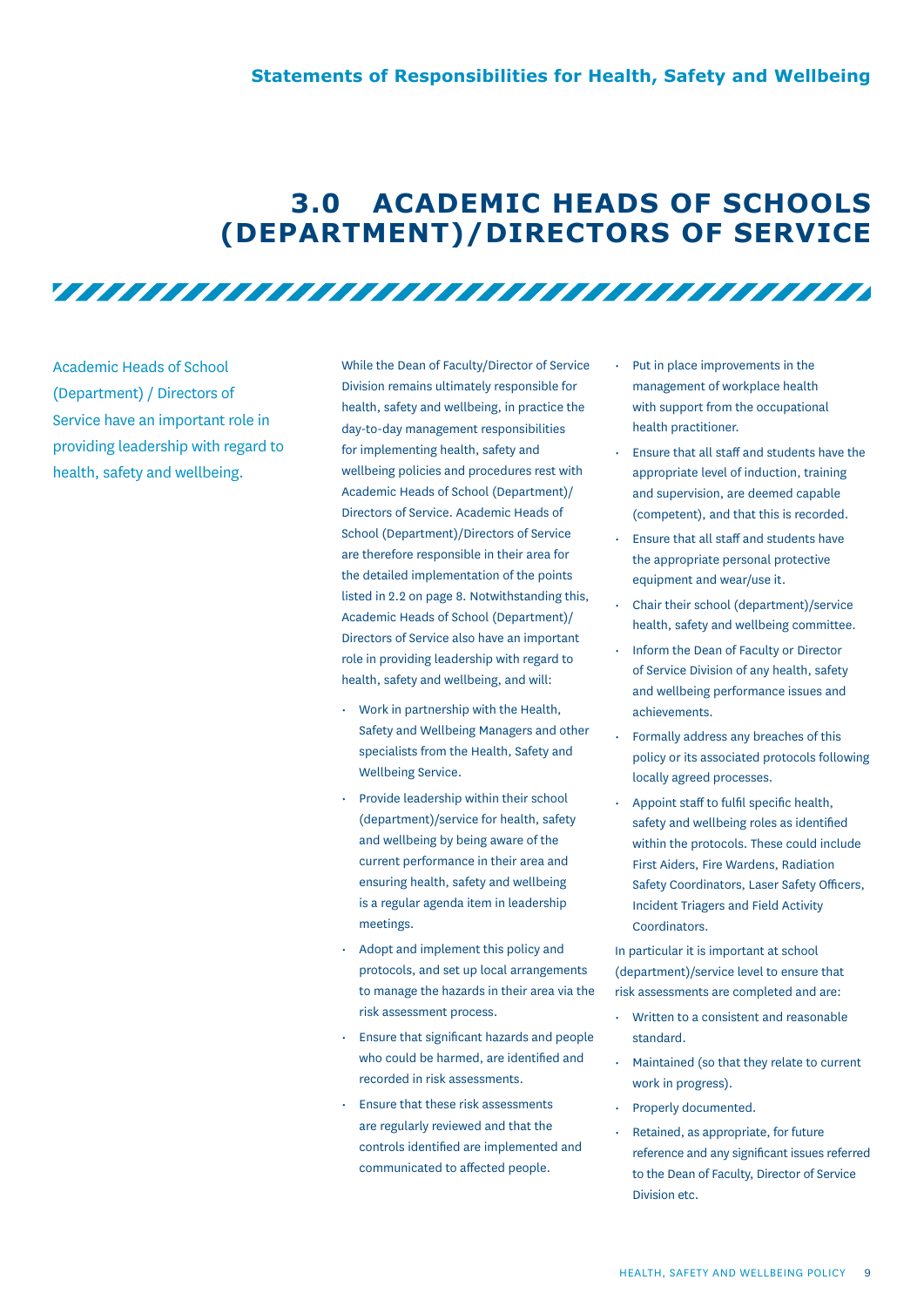# 3.0 ACADEMIC HEADS OF SCHOOLS (DEPARTMENT)/DIRECTORS OF SERVICE

Academic Heads of School (Department) / Directors of Service have an important role in providing leadership with regard to health, safety and wellbeing.

While the Dean of Faculty/Director of Service Division remains ultimately responsible for health, safety and wellbeing, in practice the day-to-day management responsibilities for implementing health, safety and wellbeing policies and procedures rest with Academic Heads of School (Department)/ Directors of Service. Academic Heads of School (Department)/Directors of Service are therefore responsible in their area for the detailed implementation of the points listed in 2.2 on page 8. Notwithstanding this, Academic Heads of School (Department)/ Directors of Service also have an important role in providing leadership with regard to health, safety and wellbeing, and will:

- Work in partnership with the Health, Safety and Wellbeing Managers and other specialists from the Health, Safety and Wellbeing Service.
- Provide leadership within their school (department)/service for health, safety and wellbeing by being aware of the current performance in their area and ensuring health, safety and wellbeing is a regular agenda item in leadership meetings.
- Adopt and implement this policy and protocols, and set up local arrangements to manage the hazards in their area via the risk assessment process.
- Ensure that significant hazards and people who could be harmed, are identified and recorded in risk assessments.
- Ensure that these risk assessments are regularly reviewed and that the controls identified are implemented and communicated to affected people.
- Put in place improvements in the management of workplace health with support from the occupational health practitioner.
- Ensure that all staff and students have the appropriate level of induction, training and supervision, are deemed capable (competent), and that this is recorded.
- Ensure that all staff and students have the appropriate personal protective equipment and wear/use it.
- Chair their school (department)/service health, safety and wellbeing committee.
- Inform the Dean of Faculty or Director of Service Division of any health, safety and wellbeing performance issues and achievements.
- Formally address any breaches of this policy or its associated protocols following locally agreed processes.
- Appoint staff to fulfil specific health, safety and wellbeing roles as identified within the protocols. These could include First Aiders, Fire Wardens, Radiation Safety Coordinators, Laser Safety Officers, Incident Triagers and Field Activity Coordinators.

In particular it is important at school (department)/service level to ensure that risk assessments are completed and are:

- Written to a consistent and reasonable standard.
- Maintained (so that they relate to current work in progress).
- Properly documented.
- Retained, as appropriate, for future reference and any significant issues referred to the Dean of Faculty, Director of Service Division etc.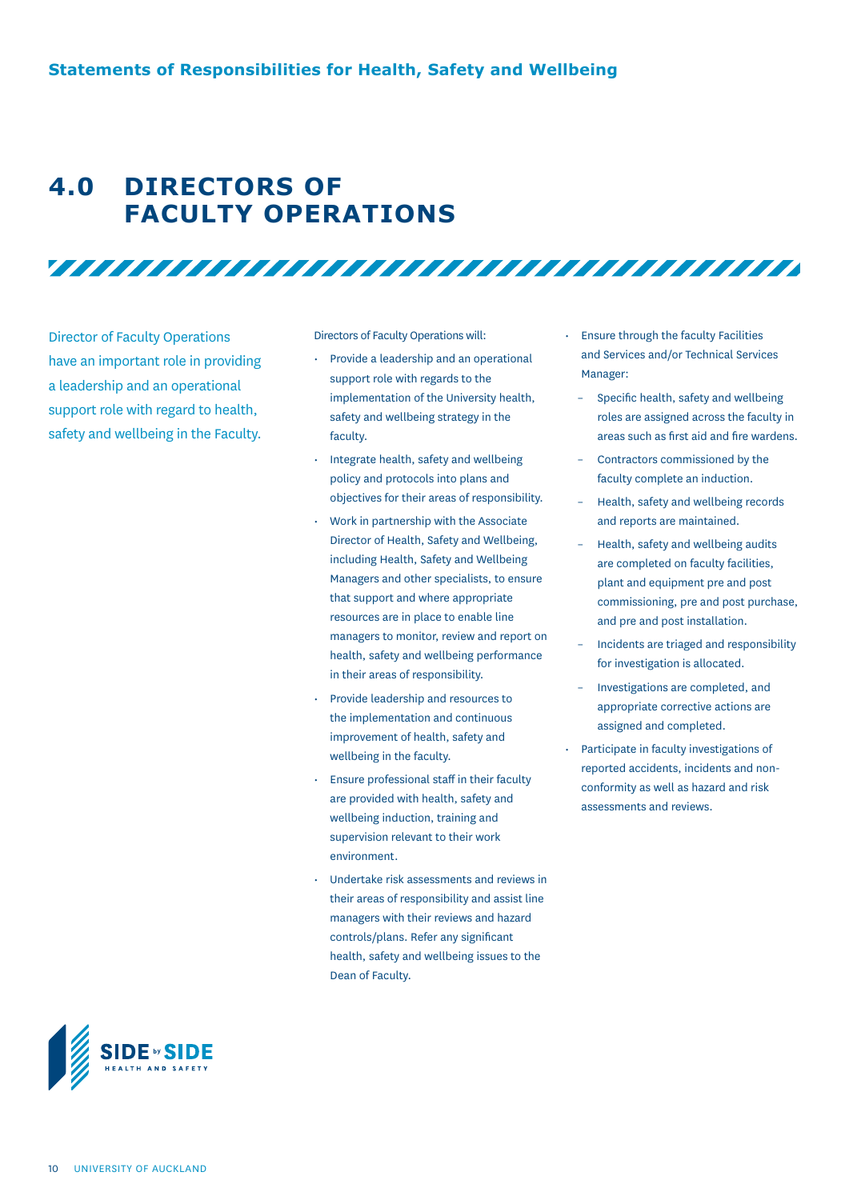# 4.0 DIRECTORS OF FACULTY OPERATIONS

Director of Faculty Operations have an important role in providing a leadership and an operational support role with regard to health, safety and wellbeing in the Faculty.

Directors of Faculty Operations will:

- Provide a leadership and an operational support role with regards to the implementation of the University health, safety and wellbeing strategy in the faculty.
- Integrate health, safety and wellbeing policy and protocols into plans and objectives for their areas of responsibility.
- Work in partnership with the Associate Director of Health, Safety and Wellbeing, including Health, Safety and Wellbeing Managers and other specialists, to ensure that support and where appropriate resources are in place to enable line managers to monitor, review and report on health, safety and wellbeing performance in their areas of responsibility.
- Provide leadership and resources to the implementation and continuous improvement of health, safety and wellbeing in the faculty.
- Ensure professional staff in their faculty are provided with health, safety and wellbeing induction, training and supervision relevant to their work environment.
- Undertake risk assessments and reviews in their areas of responsibility and assist line managers with their reviews and hazard controls/plans. Refer any significant health, safety and wellbeing issues to the Dean of Faculty.
- Ensure through the faculty Facilities and Services and/or Technical Services Manager:
  - Specific health, safety and wellbeing roles are assigned across the faculty in areas such as first aid and fire wardens.
  - Contractors commissioned by the faculty complete an induction.
  - Health, safety and wellbeing records and reports are maintained.
  - Health, safety and wellbeing audits are completed on faculty facilities, plant and equipment pre and post commissioning, pre and post purchase, and pre and post installation.
  - Incidents are triaged and responsibility for investigation is allocated.
  - Investigations are completed, and appropriate corrective actions are assigned and completed.
- Participate in faculty investigations of reported accidents, incidents and non-conformity as well as hazard and risk assessments and reviews.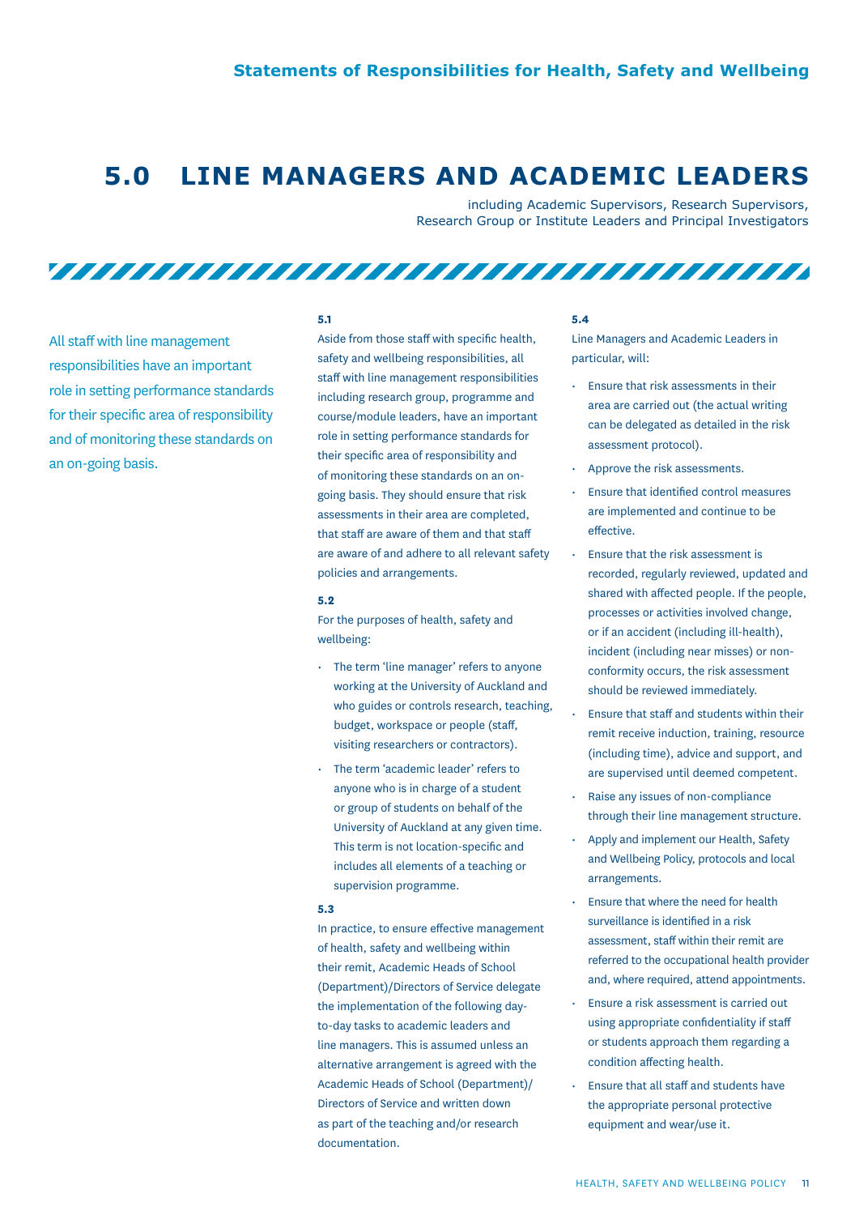# 5.0 LINE MANAGERS AND ACADEMIC LEADERS

including Academic Supervisors, Research Supervisors, Research Group or Institute Leaders and Principal Investigators

All staff with line management responsibilities have an important role in setting performance standards for their specific area of responsibility and of monitoring these standards on an on-going basis.

**5.1**

Aside from those staff with specific health, safety and wellbeing responsibilities, all staff with line management responsibilities including research group, programme and course/module leaders, have an important role in setting performance standards for their specific area of responsibility and of monitoring these standards on an on-going basis. They should ensure that risk assessments in their area are completed, that staff are aware of them and that staff are aware of and adhere to all relevant safety policies and arrangements.

**5.2**

For the purposes of health, safety and wellbeing:

- The term 'line manager' refers to anyone working at the University of Auckland and who guides or controls research, teaching, budget, workspace or people (staff, visiting researchers or contractors).
- The term 'academic leader' refers to anyone who is in charge of a student or group of students on behalf of the University of Auckland at any given time. This term is not location-specific and includes all elements of a teaching or supervision programme.

**5.3**

In practice, to ensure effective management of health, safety and wellbeing within their remit, Academic Heads of School (Department)/Directors of Service delegate the implementation of the following day-to-day tasks to academic leaders and line managers. This is assumed unless an alternative arrangement is agreed with the Academic Heads of School (Department)/ Directors of Service and written down as part of the teaching and/or research documentation.

**5.4**

Line Managers and Academic Leaders in particular, will:

- Ensure that risk assessments in their area are carried out (the actual writing can be delegated as detailed in the risk assessment protocol).
- Approve the risk assessments.
- Ensure that identified control measures are implemented and continue to be effective.
- Ensure that the risk assessment is recorded, regularly reviewed, updated and shared with affected people. If the people, processes or activities involved change, or if an accident (including ill-health), incident (including near misses) or non-conformity occurs, the risk assessment should be reviewed immediately.
- Ensure that staff and students within their remit receive induction, training, resource (including time), advice and support, and are supervised until deemed competent.
- Raise any issues of non-compliance through their line management structure.
- Apply and implement our Health, Safety and Wellbeing Policy, protocols and local arrangements.
- Ensure that where the need for health surveillance is identified in a risk assessment, staff within their remit are referred to the occupational health provider and, where required, attend appointments.
- Ensure a risk assessment is carried out using appropriate confidentiality if staff or students approach them regarding a condition affecting health.
- Ensure that all staff and students have the appropriate personal protective equipment and wear/use it.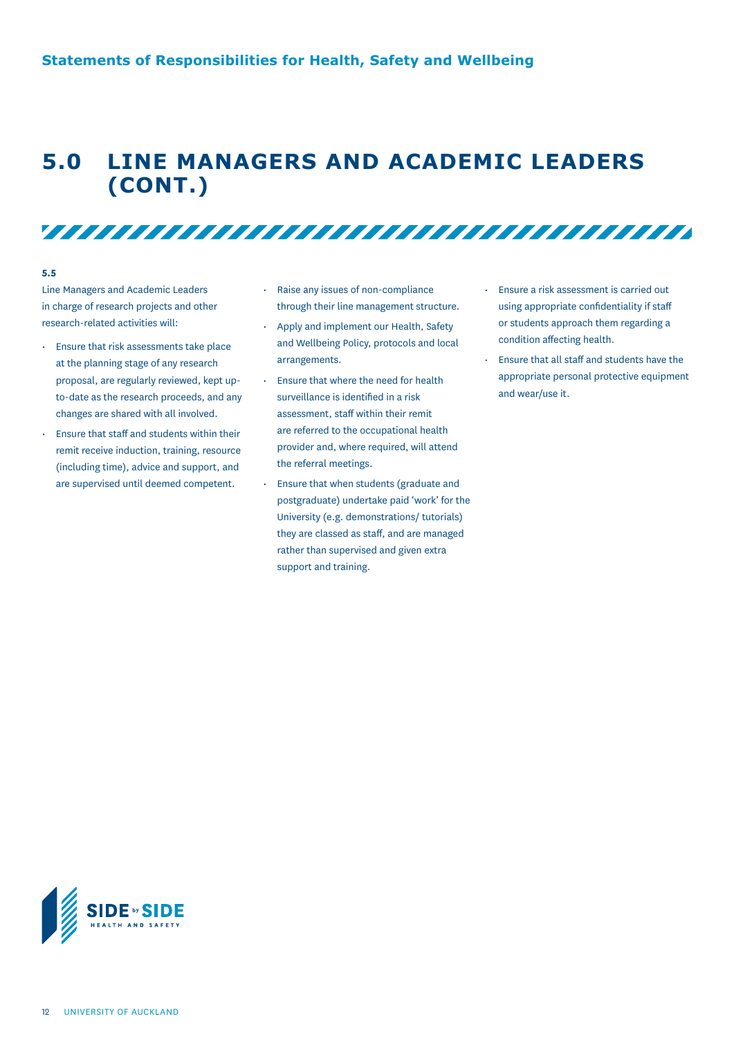## 5.0 LINE MANAGERS AND ACADEMIC LEADERS (CONT.)

**5.5**

Line Managers and Academic Leaders in charge of research projects and other research-related activities will:

- Ensure that risk assessments take place at the planning stage of any research proposal, are regularly reviewed, kept up-to-date as the research proceeds, and any changes are shared with all involved.
- Ensure that staff and students within their remit receive induction, training, resource (including time), advice and support, and are supervised until deemed competent.
- Raise any issues of non-compliance through their line management structure.
- Apply and implement our Health, Safety and Wellbeing Policy, protocols and local arrangements.
- Ensure that where the need for health surveillance is identified in a risk assessment, staff within their remit are referred to the occupational health provider and, where required, will attend the referral meetings.
- Ensure that when students (graduate and postgraduate) undertake paid 'work' for the University (e.g. demonstrations/ tutorials) they are classed as staff, and are managed rather than supervised and given extra support and training.
- Ensure a risk assessment is carried out using appropriate confidentiality if staff or students approach them regarding a condition affecting health.
- Ensure that all staff and students have the appropriate personal protective equipment and wear/use it.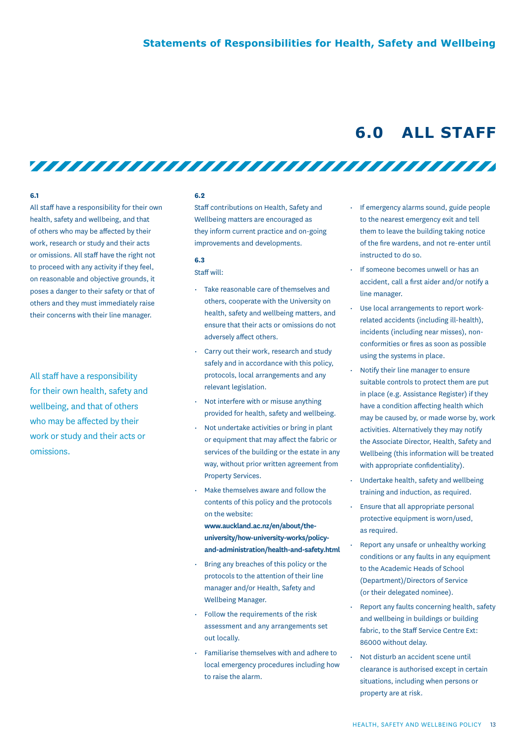# 6.0 ALL STAFF

**6.1**

All staff have a responsibility for their own health, safety and wellbeing, and that of others who may be affected by their work, research or study and their acts or omissions. All staff have the right not to proceed with any activity if they feel, on reasonable and objective grounds, it poses a danger to their safety or that of others and they must immediately raise their concerns with their line manager.

All staff have a responsibility for their own health, safety and wellbeing, and that of others who may be affected by their work or study and their acts or omissions.

**6.2**

Staff contributions on Health, Safety and Wellbeing matters are encouraged as they inform current practice and on-going improvements and developments.

**6.3**

Staff will:

- Take reasonable care of themselves and others, cooperate with the University on health, safety and wellbeing matters, and ensure that their acts or omissions do not adversely affect others.
- Carry out their work, research and study safely and in accordance with this policy, protocols, local arrangements and any relevant legislation.
- Not interfere with or misuse anything provided for health, safety and wellbeing.
- Not undertake activities or bring in plant or equipment that may affect the fabric or services of the building or the estate in any way, without prior written agreement from Property Services.
- Make themselves aware and follow the contents of this policy and the protocols on the website: **www.auckland.ac.nz/en/about/the-university/how-university-works/policy-and-administration/health-and-safety.html**
- Bring any breaches of this policy or the protocols to the attention of their line manager and/or Health, Safety and Wellbeing Manager.
- Follow the requirements of the risk assessment and any arrangements set out locally.
- Familiarise themselves with and adhere to local emergency procedures including how to raise the alarm.
- If emergency alarms sound, guide people to the nearest emergency exit and tell them to leave the building taking notice of the fire wardens, and not re-enter until instructed to do so.
- If someone becomes unwell or has an accident, call a first aider and/or notify a line manager.
- Use local arrangements to report work-related accidents (including ill-health), incidents (including near misses), non-conformities or fires as soon as possible using the systems in place.
- Notify their line manager to ensure suitable controls to protect them are put in place (e.g. Assistance Register) if they have a condition affecting health which may be caused by, or made worse by, work activities. Alternatively they may notify the Associate Director, Health, Safety and Wellbeing (this information will be treated with appropriate confidentiality).
- Undertake health, safety and wellbeing training and induction, as required.
- Ensure that all appropriate personal protective equipment is worn/used, as required.
- Report any unsafe or unhealthy working conditions or any faults in any equipment to the Academic Heads of School (Department)/Directors of Service (or their delegated nominee).
- Report any faults concerning health, safety and wellbeing in buildings or building fabric, to the Staff Service Centre Ext: 86000 without delay.
- Not disturb an accident scene until clearance is authorised except in certain situations, including when persons or property are at risk.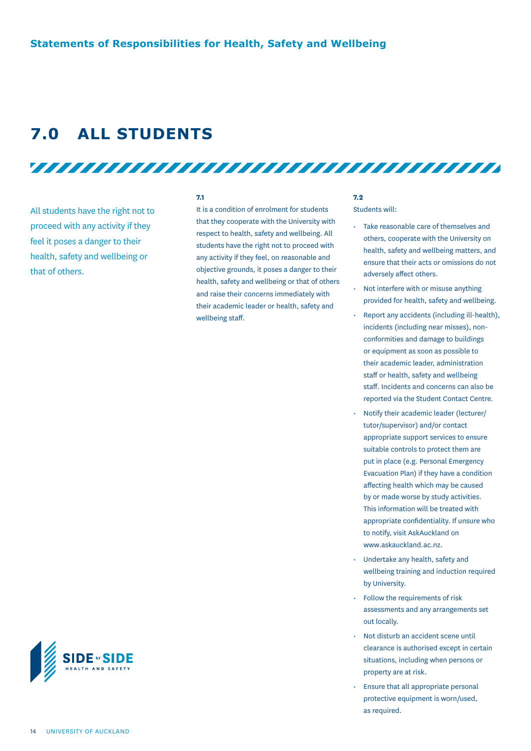## 7.0 ALL STUDENTS

All students have the right not to proceed with any activity if they feel it poses a danger to their health, safety and wellbeing or that of others.

**7.1**

It is a condition of enrolment for students that they cooperate with the University with respect to health, safety and wellbeing. All students have the right not to proceed with any activity if they feel, on reasonable and objective grounds, it poses a danger to their health, safety and wellbeing or that of others and raise their concerns immediately with their academic leader or health, safety and wellbeing staff.

**7.2**

Students will:

- Take reasonable care of themselves and others, cooperate with the University on health, safety and wellbeing matters, and ensure that their acts or omissions do not adversely affect others.
- Not interfere with or misuse anything provided for health, safety and wellbeing.
- Report any accidents (including ill-health), incidents (including near misses), non-conformities and damage to buildings or equipment as soon as possible to their academic leader, administration staff or health, safety and wellbeing staff. Incidents and concerns can also be reported via the Student Contact Centre.
- Notify their academic leader (lecturer/tutor/supervisor) and/or contact appropriate support services to ensure suitable controls to protect them are put in place (e.g. Personal Emergency Evacuation Plan) if they have a condition affecting health which may be caused by or made worse by study activities. This information will be treated with appropriate confidentiality. If unsure who to notify, visit AskAuckland on www.askauckland.ac.nz.
- Undertake any health, safety and wellbeing training and induction required by University.
- Follow the requirements of risk assessments and any arrangements set out locally.
- Not disturb an accident scene until clearance is authorised except in certain situations, including when persons or property are at risk.
- Ensure that all appropriate personal protective equipment is worn/used, as required.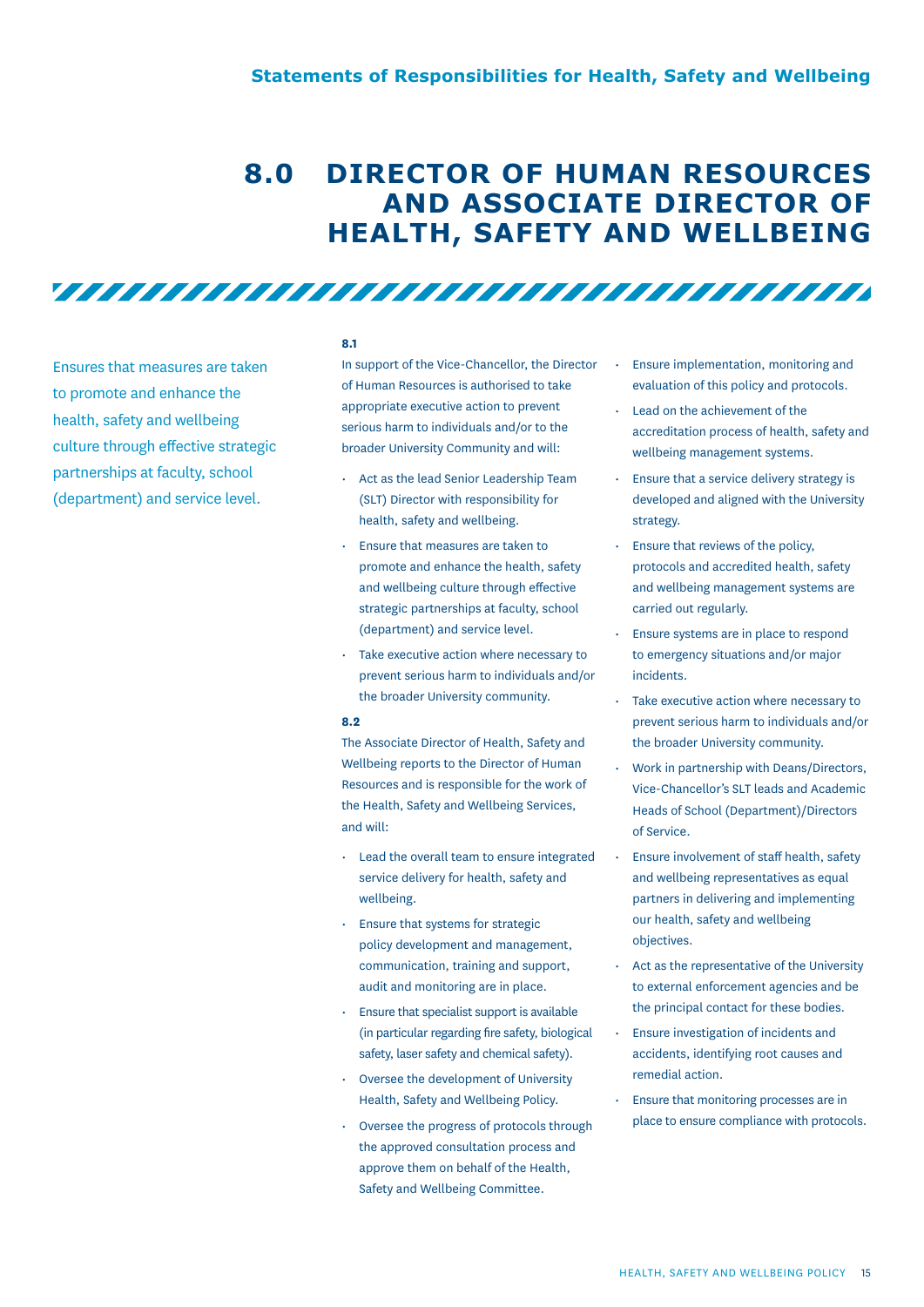# 8.0 DIRECTOR OF HUMAN RESOURCES AND ASSOCIATE DIRECTOR OF HEALTH, SAFETY AND WELLBEING

Ensures that measures are taken to promote and enhance the health, safety and wellbeing culture through effective strategic partnerships at faculty, school (department) and service level.

**8.1**

In support of the Vice-Chancellor, the Director of Human Resources is authorised to take appropriate executive action to prevent serious harm to individuals and/or to the broader University Community and will:

- Act as the lead Senior Leadership Team (SLT) Director with responsibility for health, safety and wellbeing.
- Ensure that measures are taken to promote and enhance the health, safety and wellbeing culture through effective strategic partnerships at faculty, school (department) and service level.
- Take executive action where necessary to prevent serious harm to individuals and/or the broader University community.

**8.2**

The Associate Director of Health, Safety and Wellbeing reports to the Director of Human Resources and is responsible for the work of the Health, Safety and Wellbeing Services, and will:

- Lead the overall team to ensure integrated service delivery for health, safety and wellbeing.
- Ensure that systems for strategic policy development and management, communication, training and support, audit and monitoring are in place.
- Ensure that specialist support is available (in particular regarding fire safety, biological safety, laser safety and chemical safety).
- Oversee the development of University Health, Safety and Wellbeing Policy.
- Oversee the progress of protocols through the approved consultation process and approve them on behalf of the Health, Safety and Wellbeing Committee.
- Ensure implementation, monitoring and evaluation of this policy and protocols.
- Lead on the achievement of the accreditation process of health, safety and wellbeing management systems.
- Ensure that a service delivery strategy is developed and aligned with the University strategy.
- Ensure that reviews of the policy, protocols and accredited health, safety and wellbeing management systems are carried out regularly.
- Ensure systems are in place to respond to emergency situations and/or major incidents.
- Take executive action where necessary to prevent serious harm to individuals and/or the broader University community.
- Work in partnership with Deans/Directors, Vice-Chancellor's SLT leads and Academic Heads of School (Department)/Directors of Service.
- Ensure involvement of staff health, safety and wellbeing representatives as equal partners in delivering and implementing our health, safety and wellbeing objectives.
- Act as the representative of the University to external enforcement agencies and be the principal contact for these bodies.
- Ensure investigation of incidents and accidents, identifying root causes and remedial action.
- Ensure that monitoring processes are in place to ensure compliance with protocols.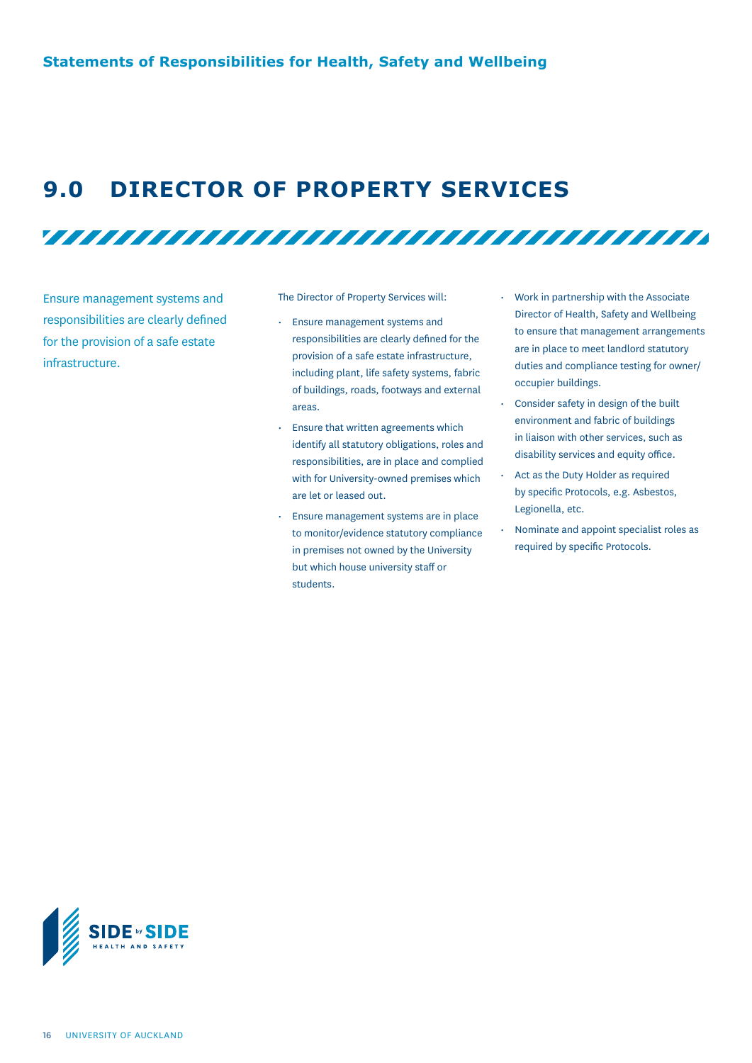## 9.0 DIRECTOR OF PROPERTY SERVICES

Ensure management systems and responsibilities are clearly defined for the provision of a safe estate infrastructure.

The Director of Property Services will:

- Ensure management systems and responsibilities are clearly defined for the provision of a safe estate infrastructure, including plant, life safety systems, fabric of buildings, roads, footways and external areas.
- Ensure that written agreements which identify all statutory obligations, roles and responsibilities, are in place and complied with for University-owned premises which are let or leased out.
- Ensure management systems are in place to monitor/evidence statutory compliance in premises not owned by the University but which house university staff or students.
- Work in partnership with the Associate Director of Health, Safety and Wellbeing to ensure that management arrangements are in place to meet landlord statutory duties and compliance testing for owner/occupier buildings.
- Consider safety in design of the built environment and fabric of buildings in liaison with other services, such as disability services and equity office.
- Act as the Duty Holder as required by specific Protocols, e.g. Asbestos, Legionella, etc.
- Nominate and appoint specialist roles as required by specific Protocols.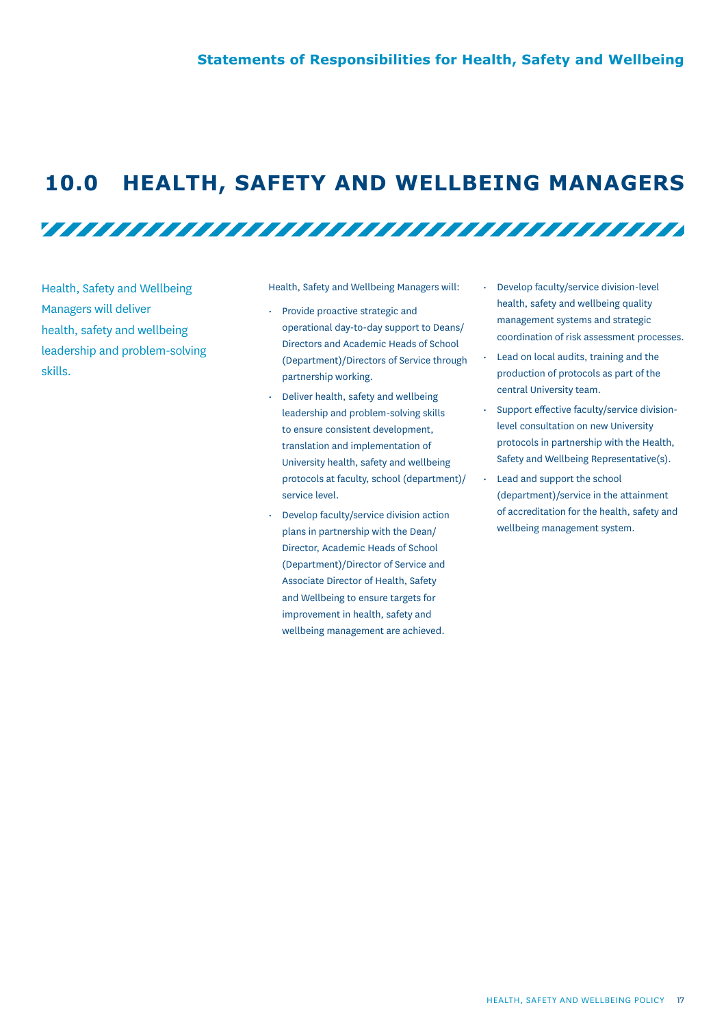# 10.0 HEALTH, SAFETY AND WELLBEING MANAGERS

Health, Safety and Wellbeing Managers will deliver health, safety and wellbeing leadership and problem-solving skills.

Health, Safety and Wellbeing Managers will:

- Provide proactive strategic and operational day-to-day support to Deans/ Directors and Academic Heads of School (Department)/Directors of Service through partnership working.
- Deliver health, safety and wellbeing leadership and problem-solving skills to ensure consistent development, translation and implementation of University health, safety and wellbeing protocols at faculty, school (department)/ service level.
- Develop faculty/service division action plans in partnership with the Dean/ Director, Academic Heads of School (Department)/Director of Service and Associate Director of Health, Safety and Wellbeing to ensure targets for improvement in health, safety and wellbeing management are achieved.
- Develop faculty/service division-level health, safety and wellbeing quality management systems and strategic coordination of risk assessment processes.
- Lead on local audits, training and the production of protocols as part of the central University team.
- Support effective faculty/service division-level consultation on new University protocols in partnership with the Health, Safety and Wellbeing Representative(s).
- Lead and support the school (department)/service in the attainment of accreditation for the health, safety and wellbeing management system.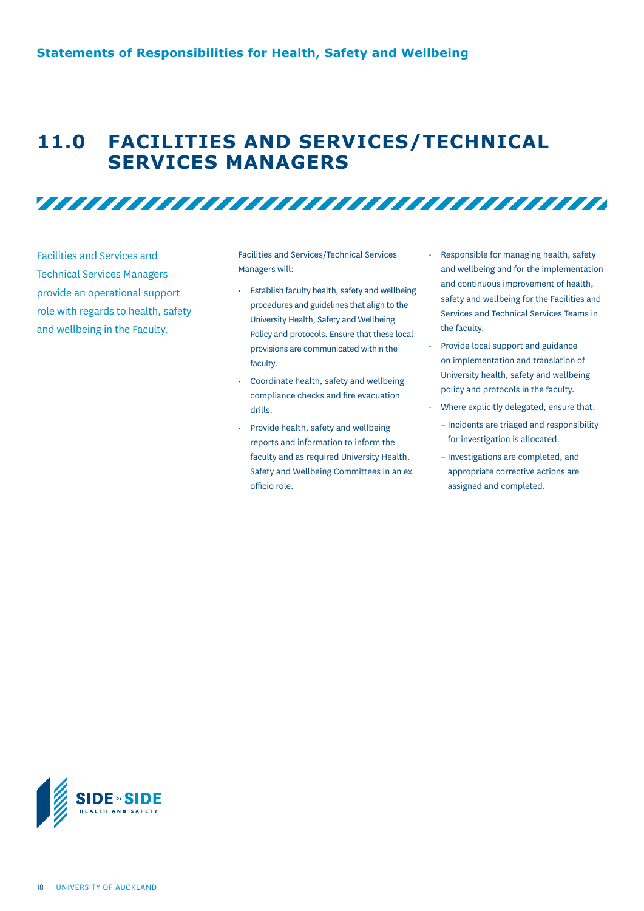# 11.0 FACILITIES AND SERVICES/TECHNICAL SERVICES MANAGERS

Facilities and Services and Technical Services Managers provide an operational support role with regards to health, safety and wellbeing in the Faculty.

Facilities and Services/Technical Services Managers will:

- Establish faculty health, safety and wellbeing procedures and guidelines that align to the University Health, Safety and Wellbeing Policy and protocols. Ensure that these local provisions are communicated within the faculty.
- Coordinate health, safety and wellbeing compliance checks and fire evacuation drills.
- Provide health, safety and wellbeing reports and information to inform the faculty and as required University Health, Safety and Wellbeing Committees in an ex officio role.
- Responsible for managing health, safety and wellbeing and for the implementation and continuous improvement of health, safety and wellbeing for the Facilities and Services and Technical Services Teams in the faculty.
- Provide local support and guidance on implementation and translation of University health, safety and wellbeing policy and protocols in the faculty.
- Where explicitly delegated, ensure that:
  - Incidents are triaged and responsibility for investigation is allocated.
  - Investigations are completed, and appropriate corrective actions are assigned and completed.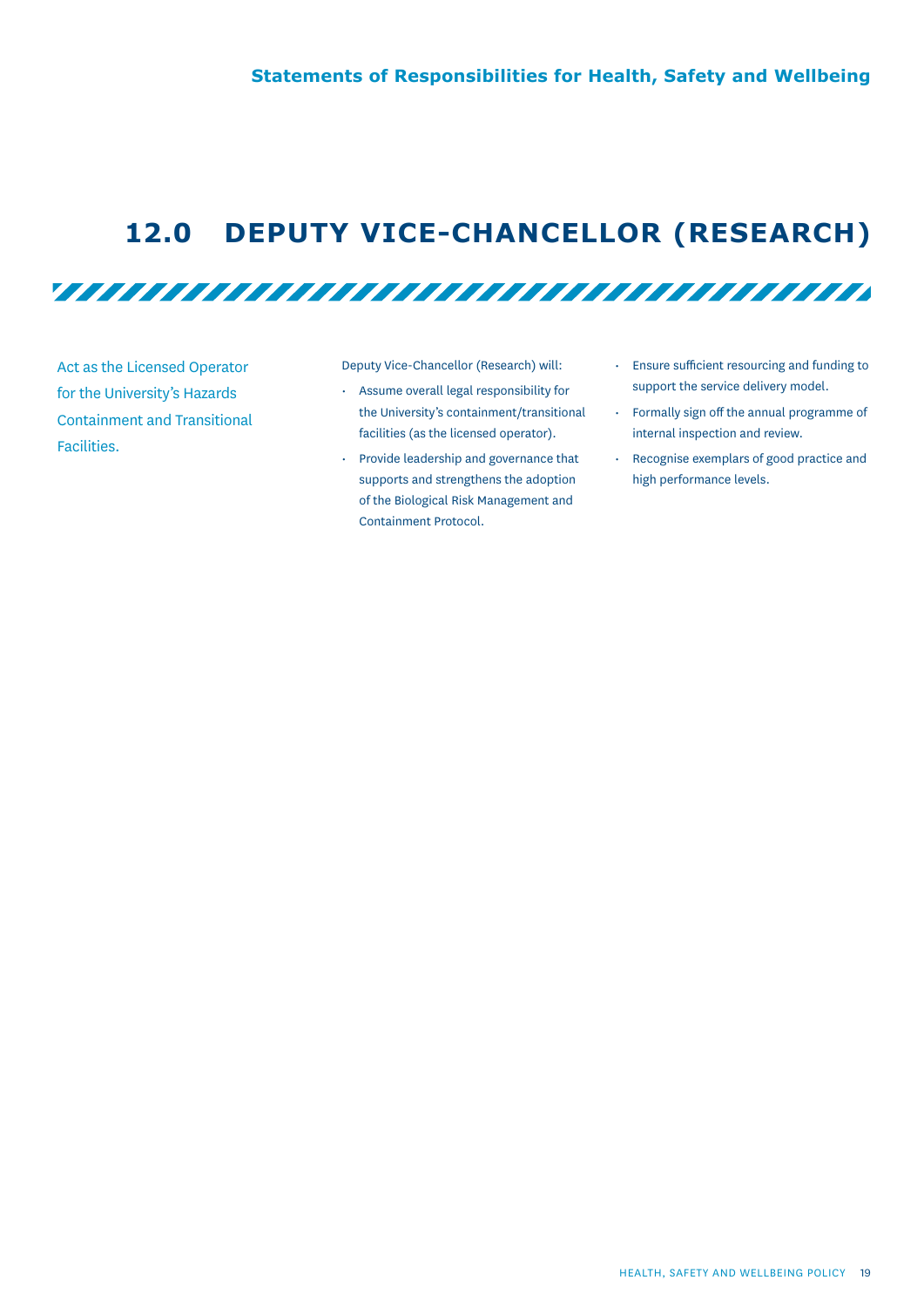## 12.0 DEPUTY VICE-CHANCELLOR (RESEARCH)

Act as the Licensed Operator for the University's Hazards Containment and Transitional Facilities.

Deputy Vice-Chancellor (Research) will:

- Assume overall legal responsibility for the University's containment/transitional facilities (as the licensed operator).
- Provide leadership and governance that supports and strengthens the adoption of the Biological Risk Management and Containment Protocol.
- Ensure sufficient resourcing and funding to support the service delivery model.
- Formally sign off the annual programme of internal inspection and review.
- Recognise exemplars of good practice and high performance levels.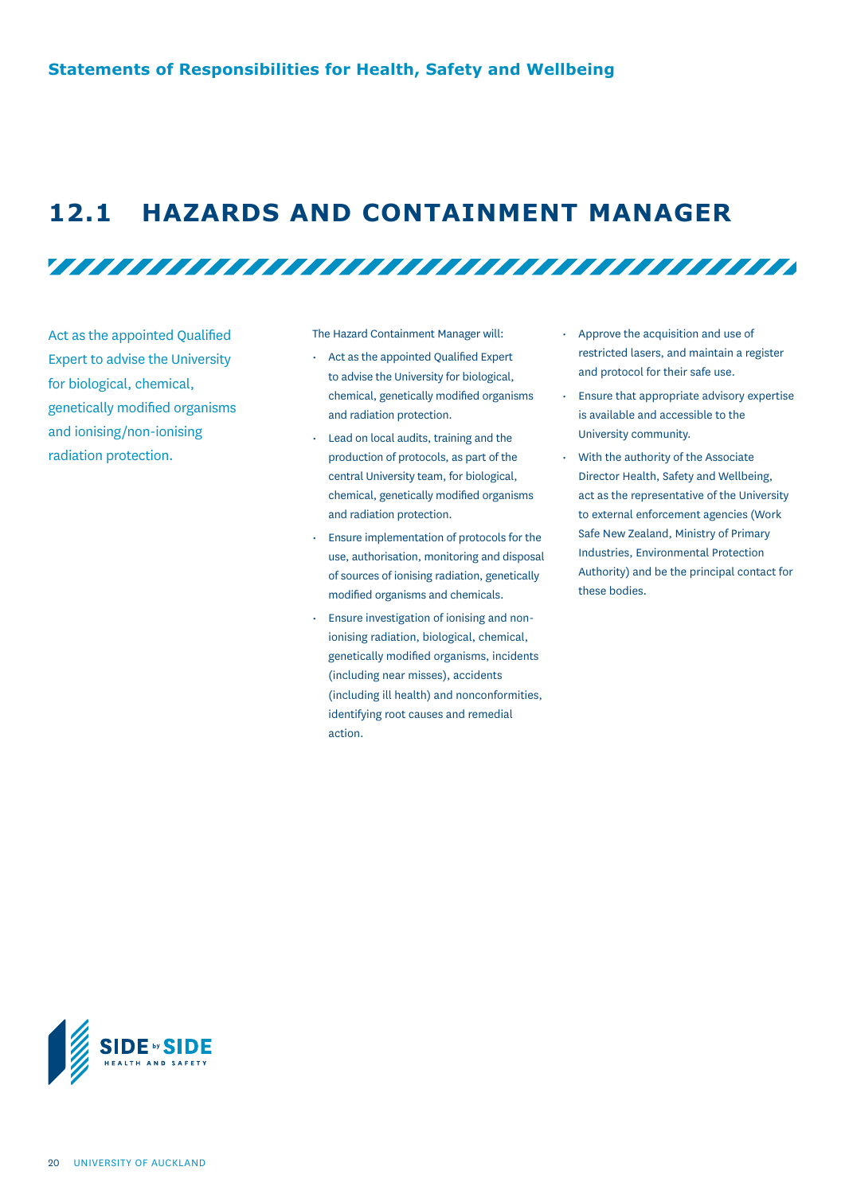## Statements of Responsibilities for Health, Safety and Wellbeing

# 12.1 HAZARDS AND CONTAINMENT MANAGER

Act as the appointed Qualified Expert to advise the University for biological, chemical, genetically modified organisms and ionising/non-ionising radiation protection.

The Hazard Containment Manager will:

- Act as the appointed Qualified Expert to advise the University for biological, chemical, genetically modified organisms and radiation protection.
- Lead on local audits, training and the production of protocols, as part of the central University team, for biological, chemical, genetically modified organisms and radiation protection.
- Ensure implementation of protocols for the use, authorisation, monitoring and disposal of sources of ionising radiation, genetically modified organisms and chemicals.
- Ensure investigation of ionising and non-ionising radiation, biological, chemical, genetically modified organisms, incidents (including near misses), accidents (including ill health) and nonconformities, identifying root causes and remedial action.
- Approve the acquisition and use of restricted lasers, and maintain a register and protocol for their safe use.
- Ensure that appropriate advisory expertise is available and accessible to the University community.
- With the authority of the Associate Director Health, Safety and Wellbeing, act as the representative of the University to external enforcement agencies (Work Safe New Zealand, Ministry of Primary Industries, Environmental Protection Authority) and be the principal contact for these bodies.

SIDE by SIDE
HEALTH AND SAFETY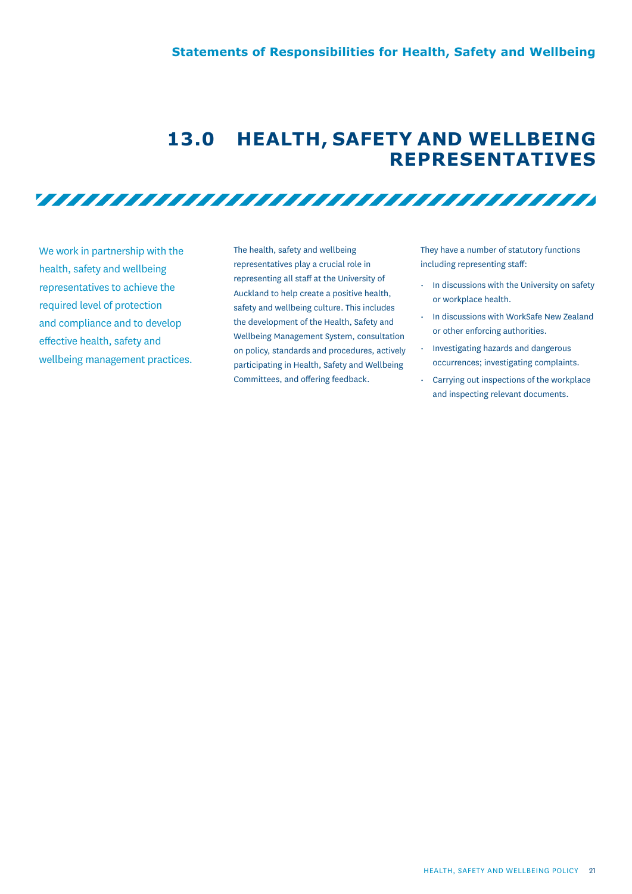# 13.0 HEALTH, SAFETY AND WELLBEING REPRESENTATIVES

We work in partnership with the health, safety and wellbeing representatives to achieve the required level of protection and compliance and to develop effective health, safety and wellbeing management practices.

The health, safety and wellbeing representatives play a crucial role in representing all staff at the University of Auckland to help create a positive health, safety and wellbeing culture. This includes the development of the Health, Safety and Wellbeing Management System, consultation on policy, standards and procedures, actively participating in Health, Safety and Wellbeing Committees, and offering feedback.

They have a number of statutory functions including representing staff:

- In discussions with the University on safety or workplace health.
- In discussions with WorkSafe New Zealand or other enforcing authorities.
- Investigating hazards and dangerous occurrences; investigating complaints.
- Carrying out inspections of the workplace and inspecting relevant documents.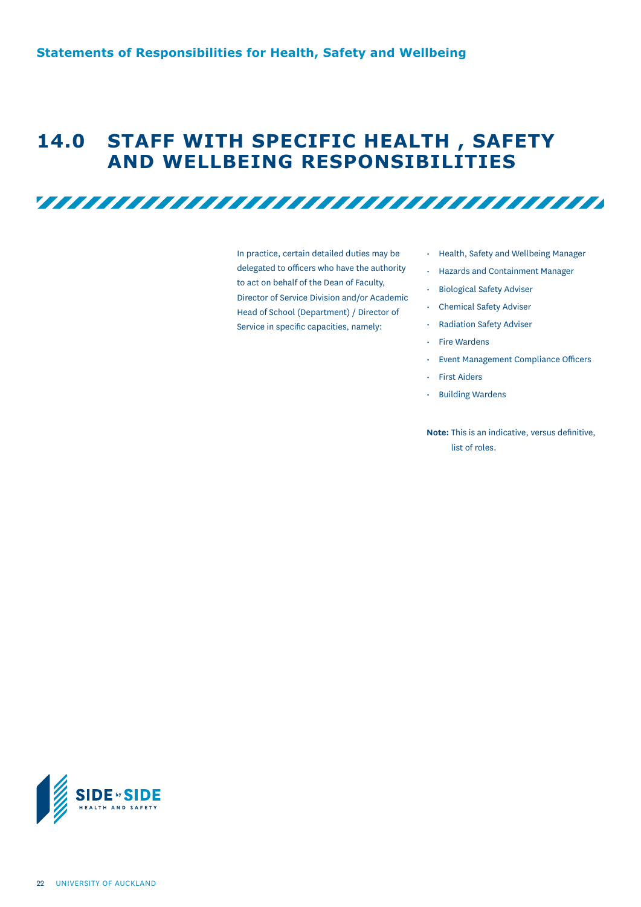# 14.0 STAFF WITH SPECIFIC HEALTH , SAFETY AND WELLBEING RESPONSIBILITIES

In practice, certain detailed duties may be delegated to officers who have the authority to act on behalf of the Dean of Faculty, Director of Service Division and/or Academic Head of School (Department) / Director of Service in specific capacities, namely:

- Health, Safety and Wellbeing Manager
- Hazards and Containment Manager
- Biological Safety Adviser
- Chemical Safety Adviser
- Radiation Safety Adviser
- Fire Wardens
- Event Management Compliance Officers
- First Aiders
- Building Wardens

**Note:** This is an indicative, versus definitive, list of roles.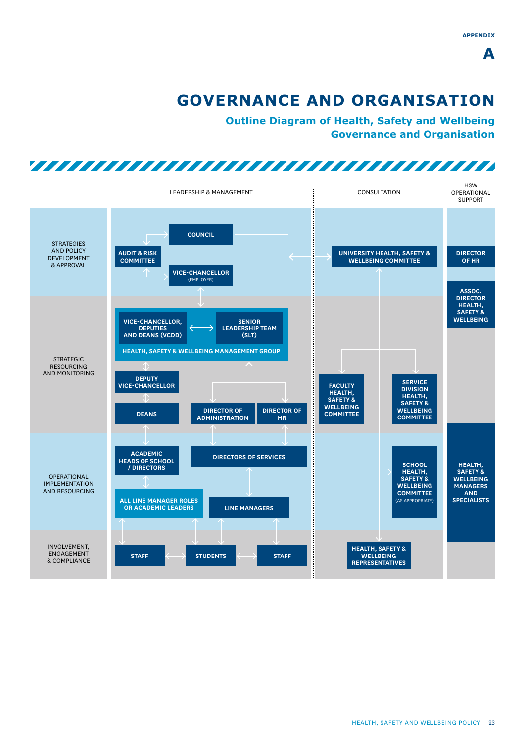APPENDIX

# A

# GOVERNANCE AND ORGANISATION

## Outline Diagram of Health, Safety and Wellbeing Governance and Organisation

| | LEADERSHIP & MANAGEMENT | CONSULTATION | HSW OPERATIONAL SUPPORT |
|---|---|---|---|
| STRATEGIES AND POLICY DEVELOPMENT & APPROVAL | COUNCIL; AUDIT & RISK COMMITTEE; VICE-CHANCELLOR (EMPLOYER) | UNIVERSITY HEALTH, SAFETY & WELLBEING COMMITTEE | DIRECTOR OF HR |
| STRATEGIC RESOURCING AND MONITORING | HEALTH, SAFETY & WELLBEING MANAGEMENT GROUP: VICE-CHANCELLOR, DEPUTIES AND DEANS (VCDD) ⟷ SENIOR LEADERSHIP TEAM (SLT); DEPUTY VICE-CHANCELLOR; DEANS; DIRECTOR OF ADMINISTRATION; DIRECTOR OF HR | FACULTY HEALTH, SAFETY & WELLBEING COMMITTEE; SERVICE DIVISION HEALTH, SAFETY & WELLBEING COMMITTEE | ASSOC. DIRECTOR HEALTH, SAFETY & WELLBEING |
| OPERATIONAL IMPLEMENTATION AND RESOURCING | ACADEMIC HEADS OF SCHOOL / DIRECTORS; DIRECTORS OF SERVICES; ALL LINE MANAGER ROLES OR ACADEMIC LEADERS; LINE MANAGERS | SCHOOL HEALTH, SAFETY & WELLBEING COMMITTEE (AS APPROPRIATE) | HEALTH, SAFETY & WELLBEING MANAGERS AND SPECIALISTS |
| INVOLVEMENT, ENGAGEMENT & COMPLIANCE | STAFF ⟷ STUDENTS ⟷ STAFF | HEALTH, SAFETY & WELLBEING REPRESENTATIVES | |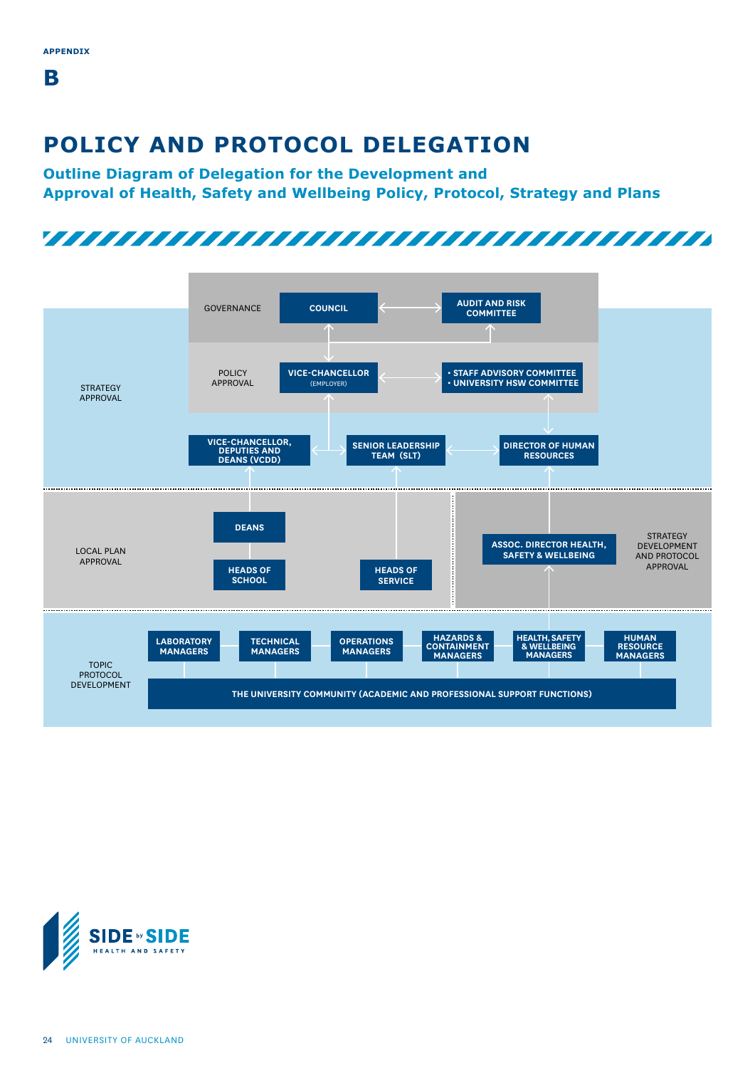APPENDIX

# B

# POLICY AND PROTOCOL DELEGATION

## Outline Diagram of Delegation for the Development and Approval of Health, Safety and Wellbeing Policy, Protocol, Strategy and Plans

STRATEGY APPROVAL

GOVERNANCE

COUNCIL

AUDIT AND RISK COMMITTEE

POLICY APPROVAL

VICE-CHANCELLOR (EMPLOYER)

- STAFF ADVISORY COMMITTEE
- UNIVERSITY HSW COMMITTEE

VICE-CHANCELLOR, DEPUTIES AND DEANS (VCDD)

SENIOR LEADERSHIP TEAM (SLT)

DIRECTOR OF HUMAN RESOURCES

LOCAL PLAN APPROVAL

DEANS

HEADS OF SCHOOL

HEADS OF SERVICE

ASSOC. DIRECTOR HEALTH, SAFETY & WELLBEING

STRATEGY DEVELOPMENT AND PROTOCOL APPROVAL

TOPIC PROTOCOL DEVELOPMENT

LABORATORY MANAGERS

TECHNICAL MANAGERS

OPERATIONS MANAGERS

HAZARDS & CONTAINMENT MANAGERS

HEALTH, SAFETY & WELLBEING MANAGERS

HUMAN RESOURCE MANAGERS

THE UNIVERSITY COMMUNITY (ACADEMIC AND PROFESSIONAL SUPPORT FUNCTIONS)

SIDE by SIDE
HEALTH AND SAFETY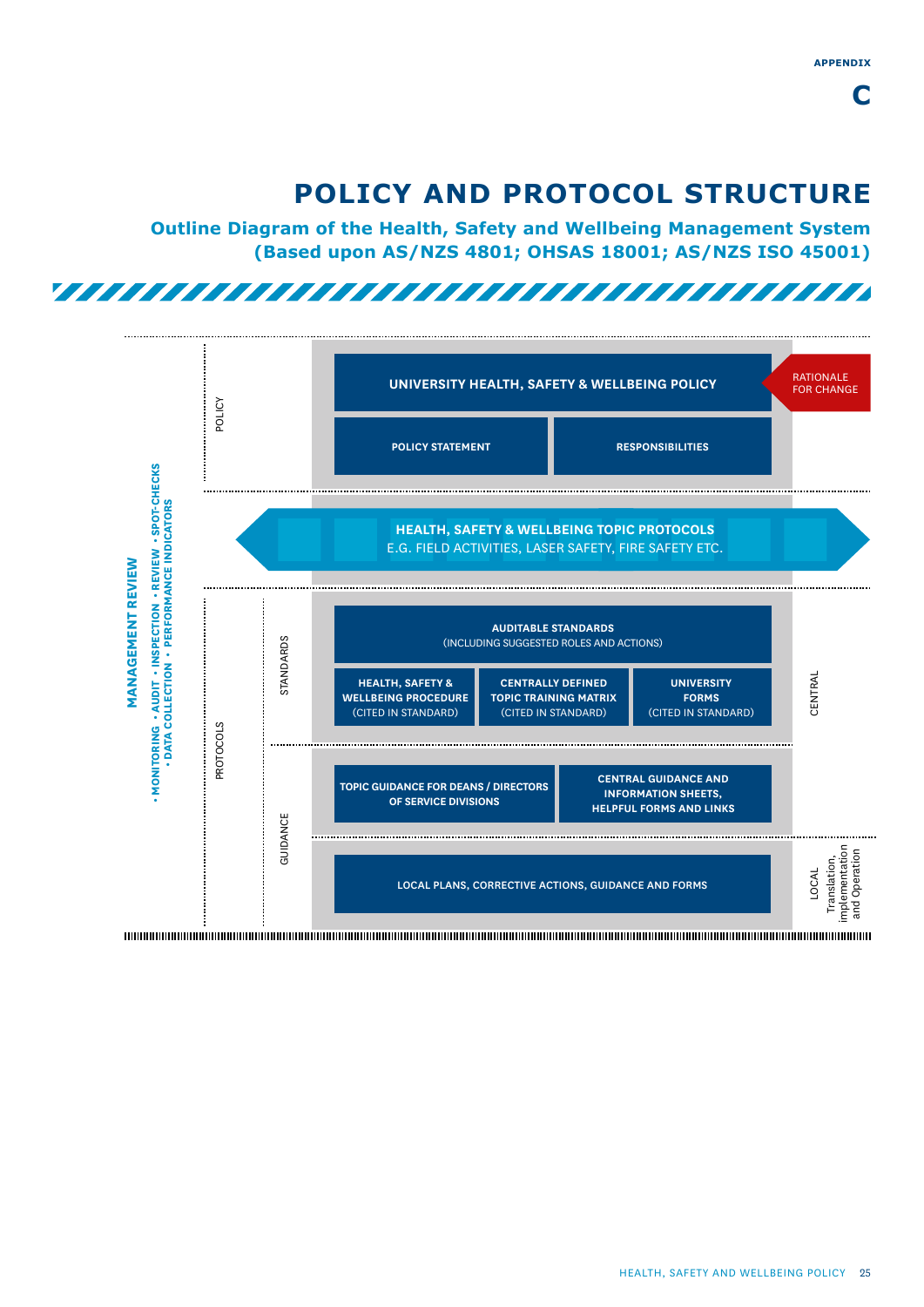APPENDIX

# C

# POLICY AND PROTOCOL STRUCTURE

## Outline Diagram of the Health, Safety and Wellbeing Management System (Based upon AS/NZS 4801; OHSAS 18001; AS/NZS ISO 45001)

**MANAGEMENT REVIEW**

• MONITORING • AUDIT • INSPECTION • REVIEW • SPOT-CHECKS • DATA COLLECTION • PERFORMANCE INDICATORS

POLICY

**UNIVERSITY HEALTH, SAFETY & WELLBEING POLICY**

RATIONALE FOR CHANGE

**POLICY STATEMENT**

**RESPONSIBILITIES**

**HEALTH, SAFETY & WELLBEING TOPIC PROTOCOLS**
E.G. FIELD ACTIVITIES, LASER SAFETY, FIRE SAFETY ETC.

PROTOCOLS

STANDARDS

**AUDITABLE STANDARDS**
(INCLUDING SUGGESTED ROLES AND ACTIONS)

**HEALTH, SAFETY & WELLBEING PROCEDURE** (CITED IN STANDARD)

**CENTRALLY DEFINED TOPIC TRAINING MATRIX** (CITED IN STANDARD)

**UNIVERSITY FORMS** (CITED IN STANDARD)

CENTRAL

GUIDANCE

**TOPIC GUIDANCE FOR DEANS / DIRECTORS OF SERVICE DIVISIONS**

**CENTRAL GUIDANCE AND INFORMATION SHEETS, HELPFUL FORMS AND LINKS**

**LOCAL PLANS, CORRECTIVE ACTIONS, GUIDANCE AND FORMS**

LOCAL
Translation, implementation and Operation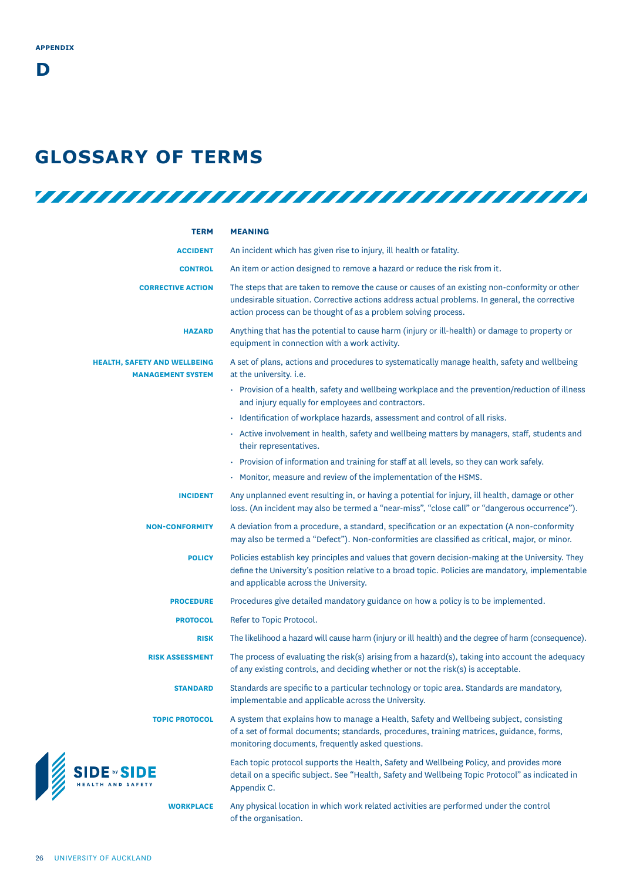APPENDIX

# D

## GLOSSARY OF TERMS

| TERM | MEANING |
|---|---|
| ACCIDENT | An incident which has given rise to injury, ill health or fatality. |
| CONTROL | An item or action designed to remove a hazard or reduce the risk from it. |
| CORRECTIVE ACTION | The steps that are taken to remove the cause or causes of an existing non-conformity or other undesirable situation. Corrective actions address actual problems. In general, the corrective action process can be thought of as a problem solving process. |
| HAZARD | Anything that has the potential to cause harm (injury or ill-health) or damage to property or equipment in connection with a work activity. |
| HEALTH, SAFETY AND WELLBEING MANAGEMENT SYSTEM | A set of plans, actions and procedures to systematically manage health, safety and wellbeing at the university. i.e.<br>• Provision of a health, safety and wellbeing workplace and the prevention/reduction of illness and injury equally for employees and contractors.<br>• Identification of workplace hazards, assessment and control of all risks.<br>• Active involvement in health, safety and wellbeing matters by managers, staff, students and their representatives.<br>• Provision of information and training for staff at all levels, so they can work safely.<br>• Monitor, measure and review of the implementation of the HSMS. |
| INCIDENT | Any unplanned event resulting in, or having a potential for injury, ill health, damage or other loss. (An incident may also be termed a "near-miss", "close call" or "dangerous occurrence"). |
| NON-CONFORMITY | A deviation from a procedure, a standard, specification or an expectation (A non-conformity may also be termed a "Defect"). Non-conformities are classified as critical, major, or minor. |
| POLICY | Policies establish key principles and values that govern decision-making at the University. They define the University's position relative to a broad topic. Policies are mandatory, implementable and applicable across the University. |
| PROCEDURE | Procedures give detailed mandatory guidance on how a policy is to be implemented. |
| PROTOCOL | Refer to Topic Protocol. |
| RISK | The likelihood a hazard will cause harm (injury or ill health) and the degree of harm (consequence). |
| RISK ASSESSMENT | The process of evaluating the risk(s) arising from a hazard(s), taking into account the adequacy of any existing controls, and deciding whether or not the risk(s) is acceptable. |
| STANDARD | Standards are specific to a particular technology or topic area. Standards are mandatory, implementable and applicable across the University. |
| TOPIC PROTOCOL | A system that explains how to manage a Health, Safety and Wellbeing subject, consisting of a set of formal documents; standards, procedures, training matrices, guidance, forms, monitoring documents, frequently asked questions.<br><br>Each topic protocol supports the Health, Safety and Wellbeing Policy, and provides more detail on a specific subject. See "Health, Safety and Wellbeing Topic Protocol" as indicated in Appendix C. |
| WORKPLACE | Any physical location in which work related activities are performed under the control of the organisation. |

SIDE by SIDE HEALTH AND SAFETY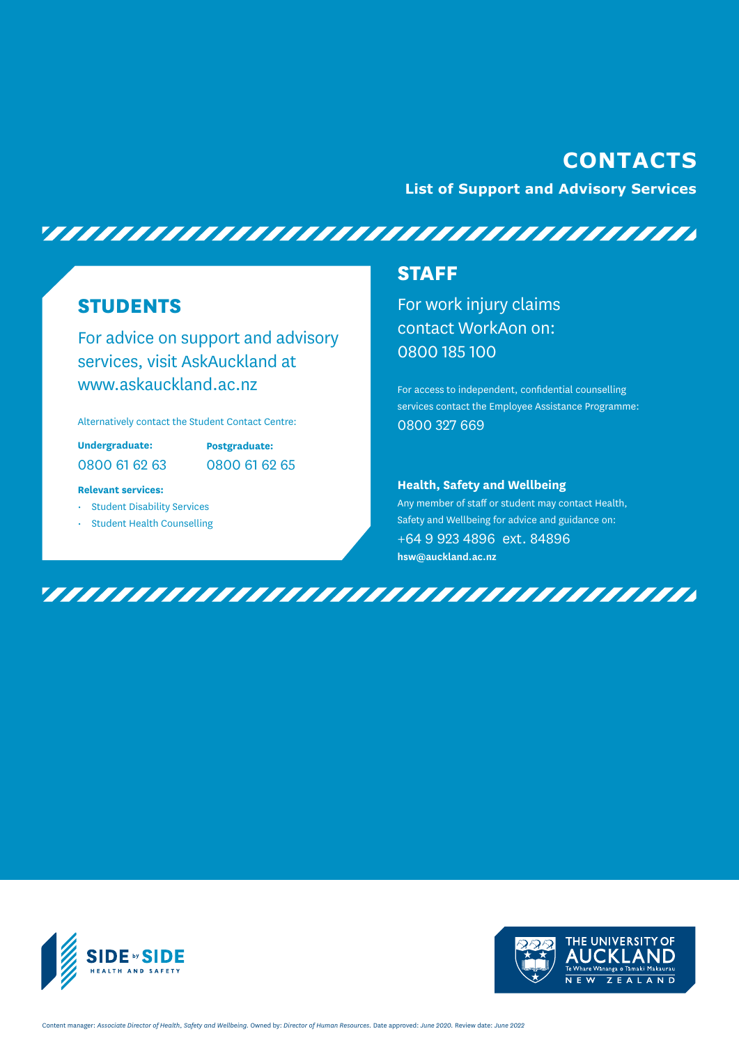# CONTACTS

**List of Support and Advisory Services**

## STUDENTS

For advice on support and advisory services, visit AskAuckland at www.askauckland.ac.nz

Alternatively contact the Student Contact Centre:

**Undergraduate:**
0800 61 62 63

**Postgraduate:**
0800 61 62 65

**Relevant services:**

- Student Disability Services
- Student Health Counselling

## STAFF

For work injury claims contact WorkAon on:
0800 185 100

For access to independent, confidential counselling services contact the Employee Assistance Programme:
0800 327 669

**Health, Safety and Wellbeing**

Any member of staff or student may contact Health, Safety and Wellbeing for advice and guidance on:
+64 9 923 4896 ext. 84896
**hsw@auckland.ac.nz**

SIDE by SIDE HEALTH AND SAFETY

THE UNIVERSITY OF AUCKLAND Te Whare Wānanga o Tāmaki Makaurau NEW ZEALAND

Content manager: *Associate Director of Health, Safety and Wellbeing.* Owned by: *Director of Human Resources.* Date approved: *June 2020.* Review date: *June 2022*